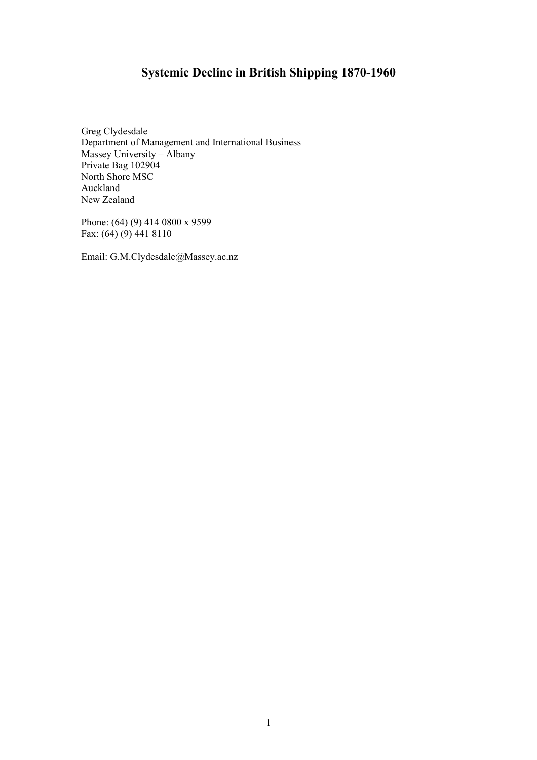# Systemic Decline in British Shipping 1870-1960

Greg Clydesdale
Department of Management and International Business
Massey University – Albany
Private Bag 102904
North Shore MSC
Auckland
New Zealand

Phone: (64) (9) 414 0800 x 9599
Fax: (64) (9) 441 8110

Email: G.M.Clydesdale@Massey.ac.nz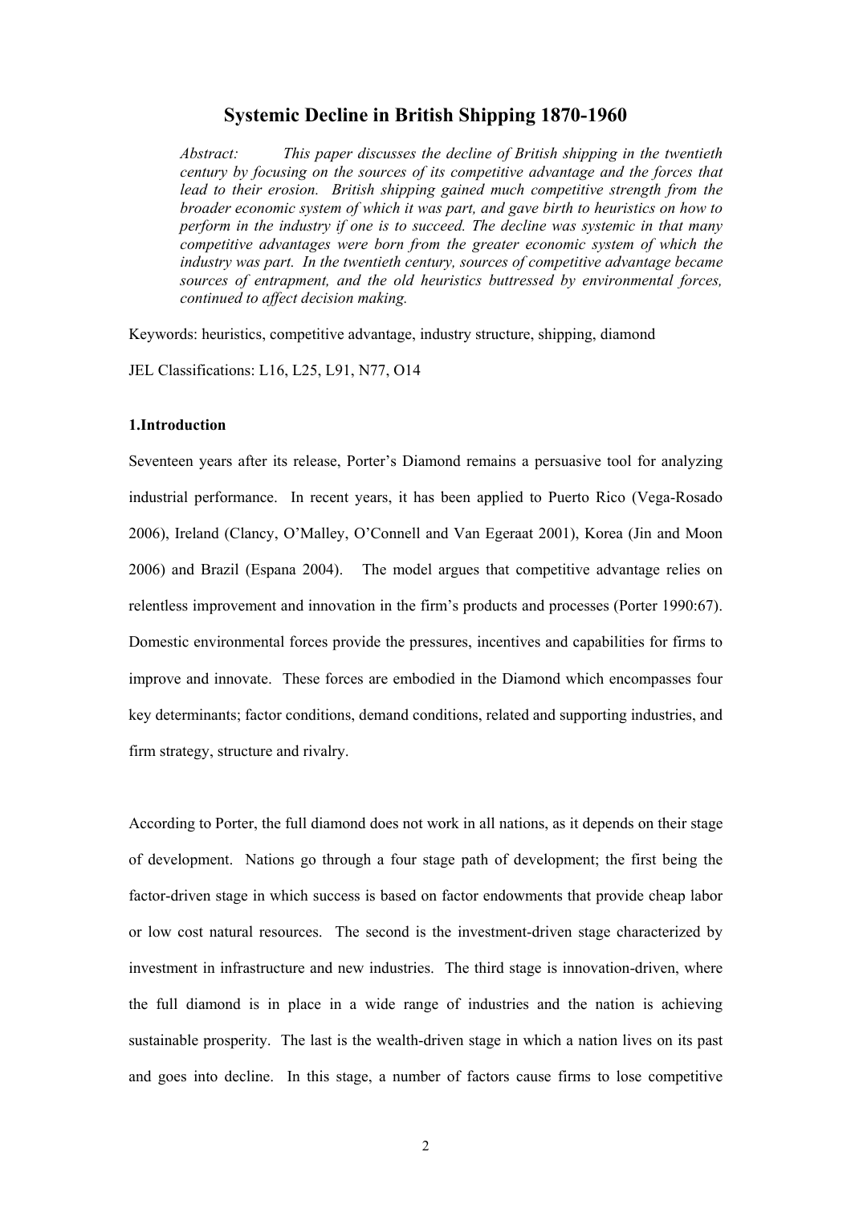# Systemic Decline in British Shipping 1870-1960

*Abstract: This paper discusses the decline of British shipping in the twentieth century by focusing on the sources of its competitive advantage and the forces that lead to their erosion. British shipping gained much competitive strength from the broader economic system of which it was part, and gave birth to heuristics on how to perform in the industry if one is to succeed. The decline was systemic in that many competitive advantages were born from the greater economic system of which the industry was part. In the twentieth century, sources of competitive advantage became sources of entrapment, and the old heuristics buttressed by environmental forces, continued to affect decision making.*

Keywords: heuristics, competitive advantage, industry structure, shipping, diamond

JEL Classifications: L16, L25, L91, N77, O14

## 1.Introduction

Seventeen years after its release, Porter's Diamond remains a persuasive tool for analyzing industrial performance. In recent years, it has been applied to Puerto Rico (Vega-Rosado 2006), Ireland (Clancy, O'Malley, O'Connell and Van Egeraat 2001), Korea (Jin and Moon 2006) and Brazil (Espana 2004). The model argues that competitive advantage relies on relentless improvement and innovation in the firm's products and processes (Porter 1990:67). Domestic environmental forces provide the pressures, incentives and capabilities for firms to improve and innovate. These forces are embodied in the Diamond which encompasses four key determinants; factor conditions, demand conditions, related and supporting industries, and firm strategy, structure and rivalry.

According to Porter, the full diamond does not work in all nations, as it depends on their stage of development. Nations go through a four stage path of development; the first being the factor-driven stage in which success is based on factor endowments that provide cheap labor or low cost natural resources. The second is the investment-driven stage characterized by investment in infrastructure and new industries. The third stage is innovation-driven, where the full diamond is in place in a wide range of industries and the nation is achieving sustainable prosperity. The last is the wealth-driven stage in which a nation lives on its past and goes into decline. In this stage, a number of factors cause firms to lose competitive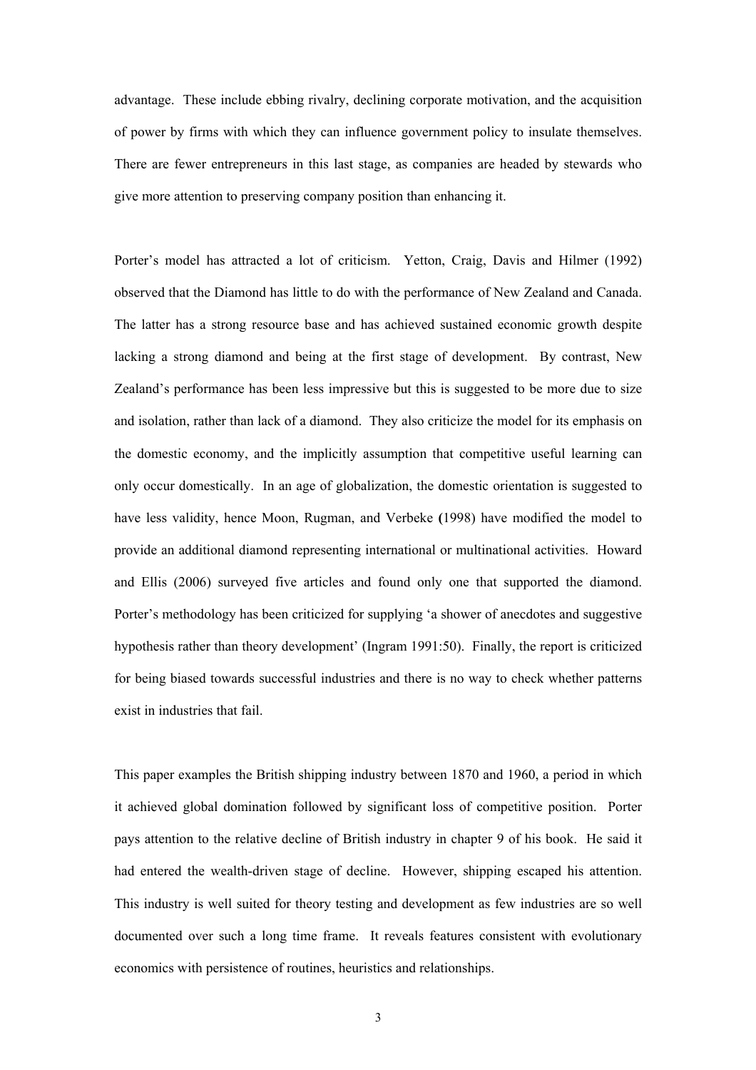advantage. These include ebbing rivalry, declining corporate motivation, and the acquisition of power by firms with which they can influence government policy to insulate themselves. There are fewer entrepreneurs in this last stage, as companies are headed by stewards who give more attention to preserving company position than enhancing it.

Porter's model has attracted a lot of criticism. Yetton, Craig, Davis and Hilmer (1992) observed that the Diamond has little to do with the performance of New Zealand and Canada. The latter has a strong resource base and has achieved sustained economic growth despite lacking a strong diamond and being at the first stage of development. By contrast, New Zealand's performance has been less impressive but this is suggested to be more due to size and isolation, rather than lack of a diamond. They also criticize the model for its emphasis on the domestic economy, and the implicitly assumption that competitive useful learning can only occur domestically. In an age of globalization, the domestic orientation is suggested to have less validity, hence Moon, Rugman, and Verbeke **(**1998) have modified the model to provide an additional diamond representing international or multinational activities. Howard and Ellis (2006) surveyed five articles and found only one that supported the diamond. Porter's methodology has been criticized for supplying 'a shower of anecdotes and suggestive hypothesis rather than theory development' (Ingram 1991:50). Finally, the report is criticized for being biased towards successful industries and there is no way to check whether patterns exist in industries that fail.

This paper examples the British shipping industry between 1870 and 1960, a period in which it achieved global domination followed by significant loss of competitive position. Porter pays attention to the relative decline of British industry in chapter 9 of his book. He said it had entered the wealth-driven stage of decline. However, shipping escaped his attention. This industry is well suited for theory testing and development as few industries are so well documented over such a long time frame. It reveals features consistent with evolutionary economics with persistence of routines, heuristics and relationships.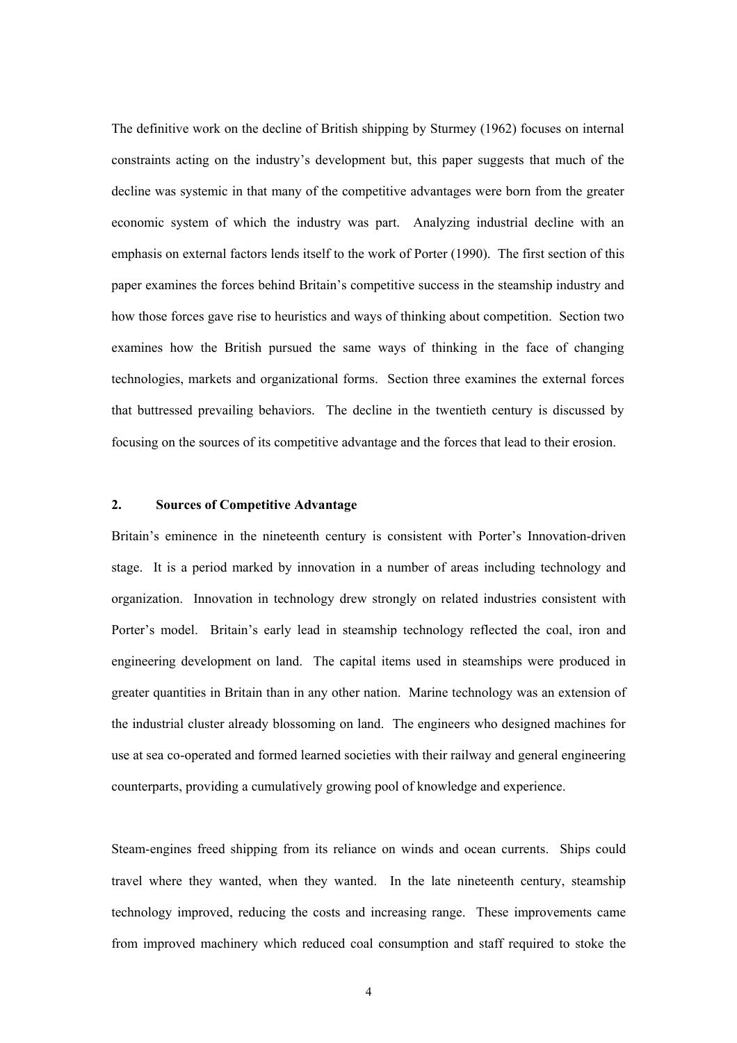The definitive work on the decline of British shipping by Sturmey (1962) focuses on internal constraints acting on the industry's development but, this paper suggests that much of the decline was systemic in that many of the competitive advantages were born from the greater economic system of which the industry was part. Analyzing industrial decline with an emphasis on external factors lends itself to the work of Porter (1990). The first section of this paper examines the forces behind Britain's competitive success in the steamship industry and how those forces gave rise to heuristics and ways of thinking about competition. Section two examines how the British pursued the same ways of thinking in the face of changing technologies, markets and organizational forms. Section three examines the external forces that buttressed prevailing behaviors. The decline in the twentieth century is discussed by focusing on the sources of its competitive advantage and the forces that lead to their erosion.

## 2. Sources of Competitive Advantage

Britain's eminence in the nineteenth century is consistent with Porter's Innovation-driven stage. It is a period marked by innovation in a number of areas including technology and organization. Innovation in technology drew strongly on related industries consistent with Porter's model. Britain's early lead in steamship technology reflected the coal, iron and engineering development on land. The capital items used in steamships were produced in greater quantities in Britain than in any other nation. Marine technology was an extension of the industrial cluster already blossoming on land. The engineers who designed machines for use at sea co-operated and formed learned societies with their railway and general engineering counterparts, providing a cumulatively growing pool of knowledge and experience.

Steam-engines freed shipping from its reliance on winds and ocean currents. Ships could travel where they wanted, when they wanted. In the late nineteenth century, steamship technology improved, reducing the costs and increasing range. These improvements came from improved machinery which reduced coal consumption and staff required to stoke the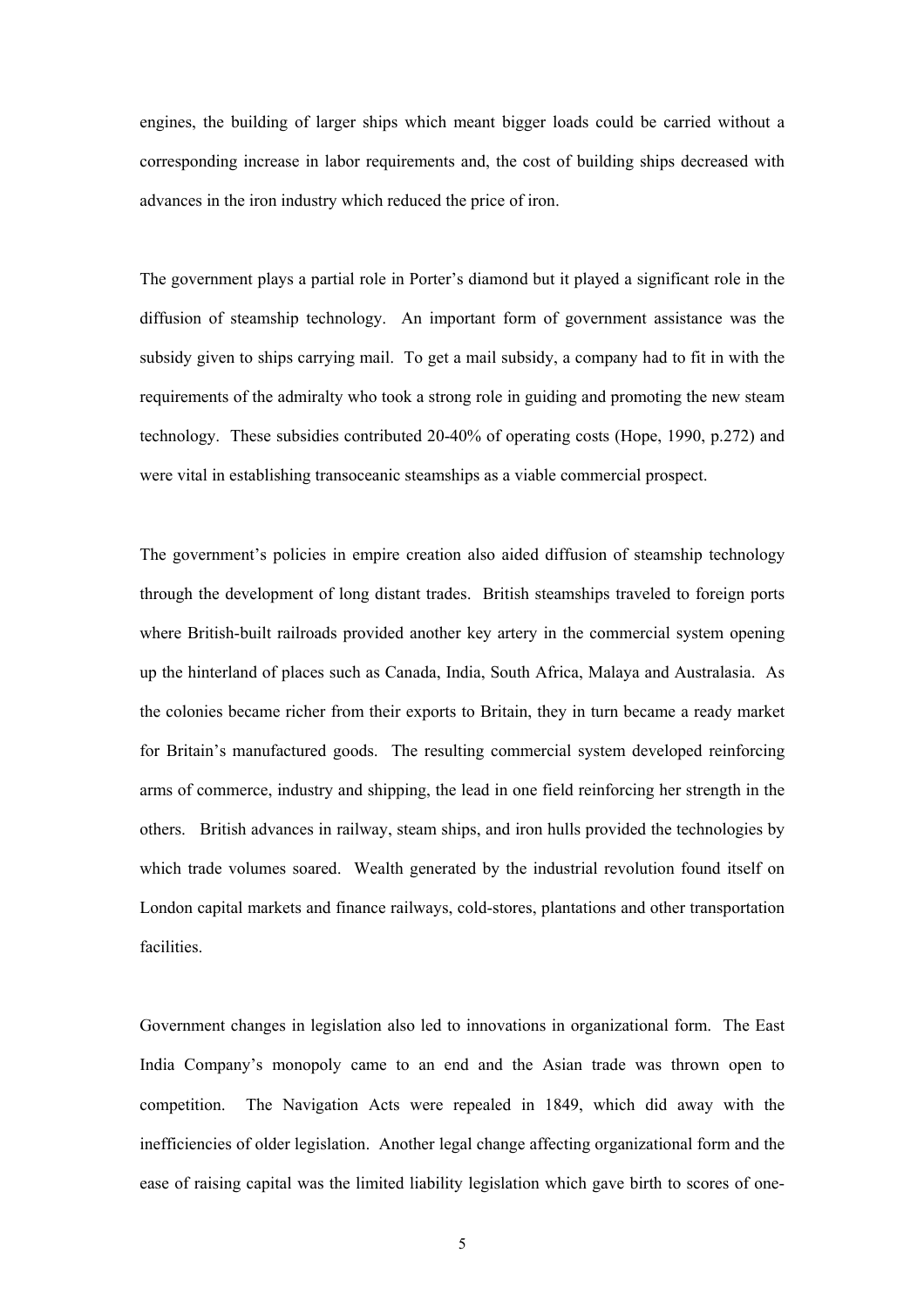engines, the building of larger ships which meant bigger loads could be carried without a corresponding increase in labor requirements and, the cost of building ships decreased with advances in the iron industry which reduced the price of iron.

The government plays a partial role in Porter's diamond but it played a significant role in the diffusion of steamship technology. An important form of government assistance was the subsidy given to ships carrying mail. To get a mail subsidy, a company had to fit in with the requirements of the admiralty who took a strong role in guiding and promoting the new steam technology. These subsidies contributed 20-40% of operating costs (Hope, 1990, p.272) and were vital in establishing transoceanic steamships as a viable commercial prospect.

The government's policies in empire creation also aided diffusion of steamship technology through the development of long distant trades. British steamships traveled to foreign ports where British-built railroads provided another key artery in the commercial system opening up the hinterland of places such as Canada, India, South Africa, Malaya and Australasia. As the colonies became richer from their exports to Britain, they in turn became a ready market for Britain's manufactured goods. The resulting commercial system developed reinforcing arms of commerce, industry and shipping, the lead in one field reinforcing her strength in the others. British advances in railway, steam ships, and iron hulls provided the technologies by which trade volumes soared. Wealth generated by the industrial revolution found itself on London capital markets and finance railways, cold-stores, plantations and other transportation facilities.

Government changes in legislation also led to innovations in organizational form. The East India Company's monopoly came to an end and the Asian trade was thrown open to competition. The Navigation Acts were repealed in 1849, which did away with the inefficiencies of older legislation. Another legal change affecting organizational form and the ease of raising capital was the limited liability legislation which gave birth to scores of one-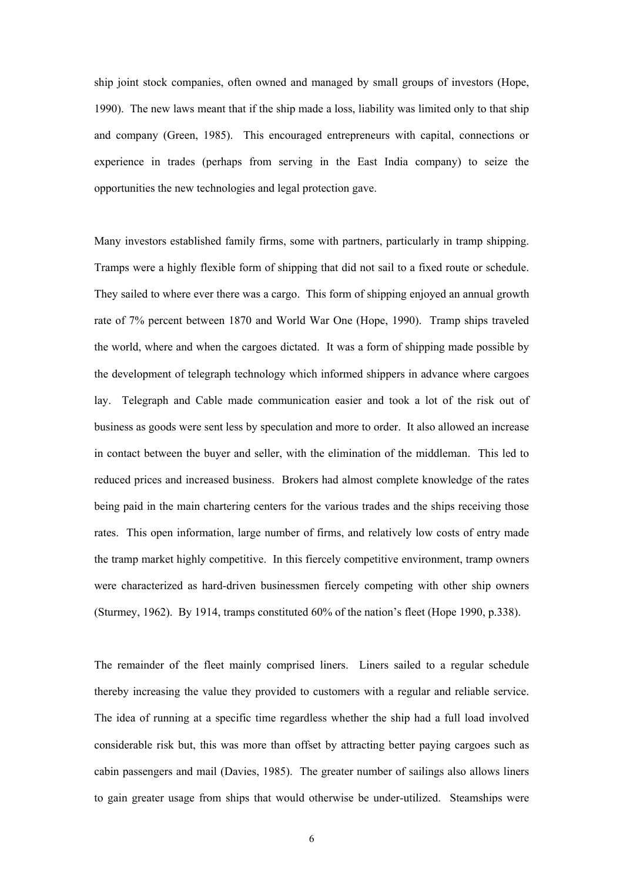ship joint stock companies, often owned and managed by small groups of investors (Hope, 1990). The new laws meant that if the ship made a loss, liability was limited only to that ship and company (Green, 1985). This encouraged entrepreneurs with capital, connections or experience in trades (perhaps from serving in the East India company) to seize the opportunities the new technologies and legal protection gave.

Many investors established family firms, some with partners, particularly in tramp shipping. Tramps were a highly flexible form of shipping that did not sail to a fixed route or schedule. They sailed to where ever there was a cargo. This form of shipping enjoyed an annual growth rate of 7% percent between 1870 and World War One (Hope, 1990). Tramp ships traveled the world, where and when the cargoes dictated. It was a form of shipping made possible by the development of telegraph technology which informed shippers in advance where cargoes lay. Telegraph and Cable made communication easier and took a lot of the risk out of business as goods were sent less by speculation and more to order. It also allowed an increase in contact between the buyer and seller, with the elimination of the middleman. This led to reduced prices and increased business. Brokers had almost complete knowledge of the rates being paid in the main chartering centers for the various trades and the ships receiving those rates. This open information, large number of firms, and relatively low costs of entry made the tramp market highly competitive. In this fiercely competitive environment, tramp owners were characterized as hard-driven businessmen fiercely competing with other ship owners (Sturmey, 1962). By 1914, tramps constituted 60% of the nation's fleet (Hope 1990, p.338).

The remainder of the fleet mainly comprised liners. Liners sailed to a regular schedule thereby increasing the value they provided to customers with a regular and reliable service. The idea of running at a specific time regardless whether the ship had a full load involved considerable risk but, this was more than offset by attracting better paying cargoes such as cabin passengers and mail (Davies, 1985). The greater number of sailings also allows liners to gain greater usage from ships that would otherwise be under-utilized. Steamships were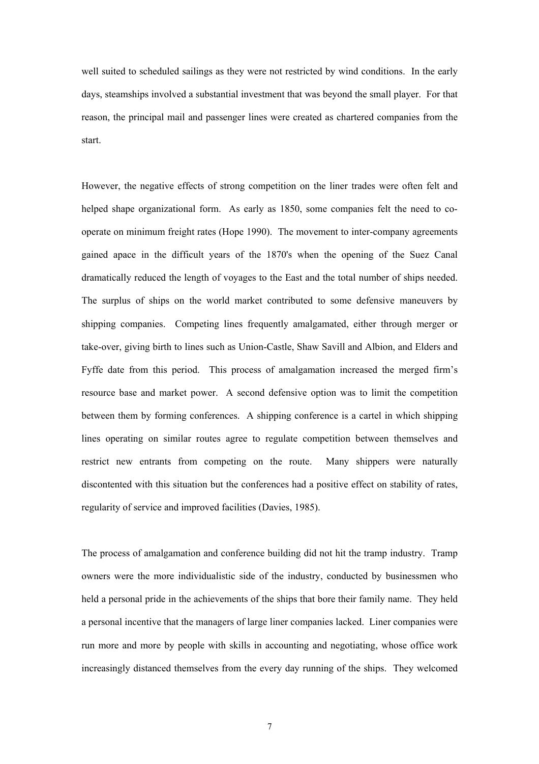well suited to scheduled sailings as they were not restricted by wind conditions. In the early days, steamships involved a substantial investment that was beyond the small player. For that reason, the principal mail and passenger lines were created as chartered companies from the start.

However, the negative effects of strong competition on the liner trades were often felt and helped shape organizational form. As early as 1850, some companies felt the need to co-operate on minimum freight rates (Hope 1990). The movement to inter-company agreements gained apace in the difficult years of the 1870's when the opening of the Suez Canal dramatically reduced the length of voyages to the East and the total number of ships needed. The surplus of ships on the world market contributed to some defensive maneuvers by shipping companies. Competing lines frequently amalgamated, either through merger or take-over, giving birth to lines such as Union-Castle, Shaw Savill and Albion, and Elders and Fyffe date from this period. This process of amalgamation increased the merged firm's resource base and market power. A second defensive option was to limit the competition between them by forming conferences. A shipping conference is a cartel in which shipping lines operating on similar routes agree to regulate competition between themselves and restrict new entrants from competing on the route. Many shippers were naturally discontented with this situation but the conferences had a positive effect on stability of rates, regularity of service and improved facilities (Davies, 1985).

The process of amalgamation and conference building did not hit the tramp industry. Tramp owners were the more individualistic side of the industry, conducted by businessmen who held a personal pride in the achievements of the ships that bore their family name. They held a personal incentive that the managers of large liner companies lacked. Liner companies were run more and more by people with skills in accounting and negotiating, whose office work increasingly distanced themselves from the every day running of the ships. They welcomed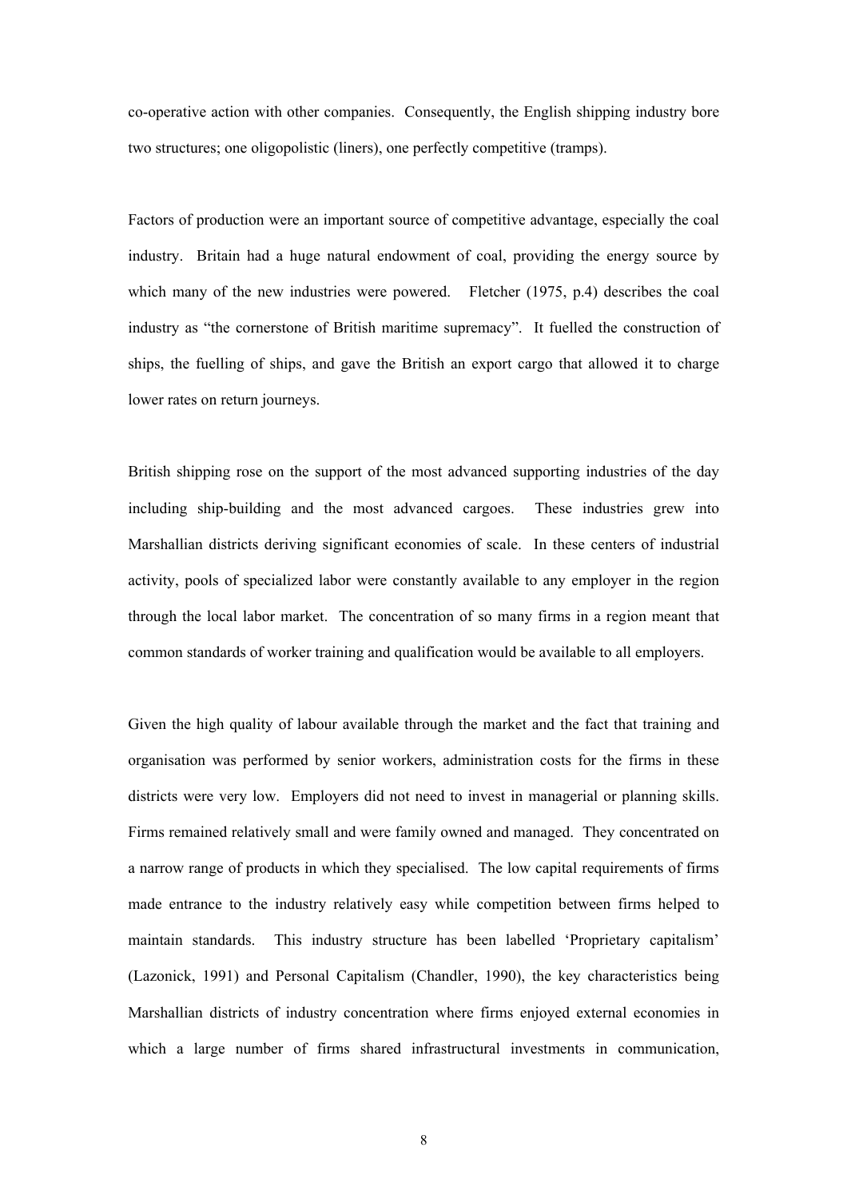co-operative action with other companies. Consequently, the English shipping industry bore two structures; one oligopolistic (liners), one perfectly competitive (tramps).

Factors of production were an important source of competitive advantage, especially the coal industry. Britain had a huge natural endowment of coal, providing the energy source by which many of the new industries were powered. Fletcher (1975, p.4) describes the coal industry as "the cornerstone of British maritime supremacy". It fuelled the construction of ships, the fuelling of ships, and gave the British an export cargo that allowed it to charge lower rates on return journeys.

British shipping rose on the support of the most advanced supporting industries of the day including ship-building and the most advanced cargoes. These industries grew into Marshallian districts deriving significant economies of scale. In these centers of industrial activity, pools of specialized labor were constantly available to any employer in the region through the local labor market. The concentration of so many firms in a region meant that common standards of worker training and qualification would be available to all employers.

Given the high quality of labour available through the market and the fact that training and organisation was performed by senior workers, administration costs for the firms in these districts were very low. Employers did not need to invest in managerial or planning skills. Firms remained relatively small and were family owned and managed. They concentrated on a narrow range of products in which they specialised. The low capital requirements of firms made entrance to the industry relatively easy while competition between firms helped to maintain standards. This industry structure has been labelled 'Proprietary capitalism' (Lazonick, 1991) and Personal Capitalism (Chandler, 1990), the key characteristics being Marshallian districts of industry concentration where firms enjoyed external economies in which a large number of firms shared infrastructural investments in communication,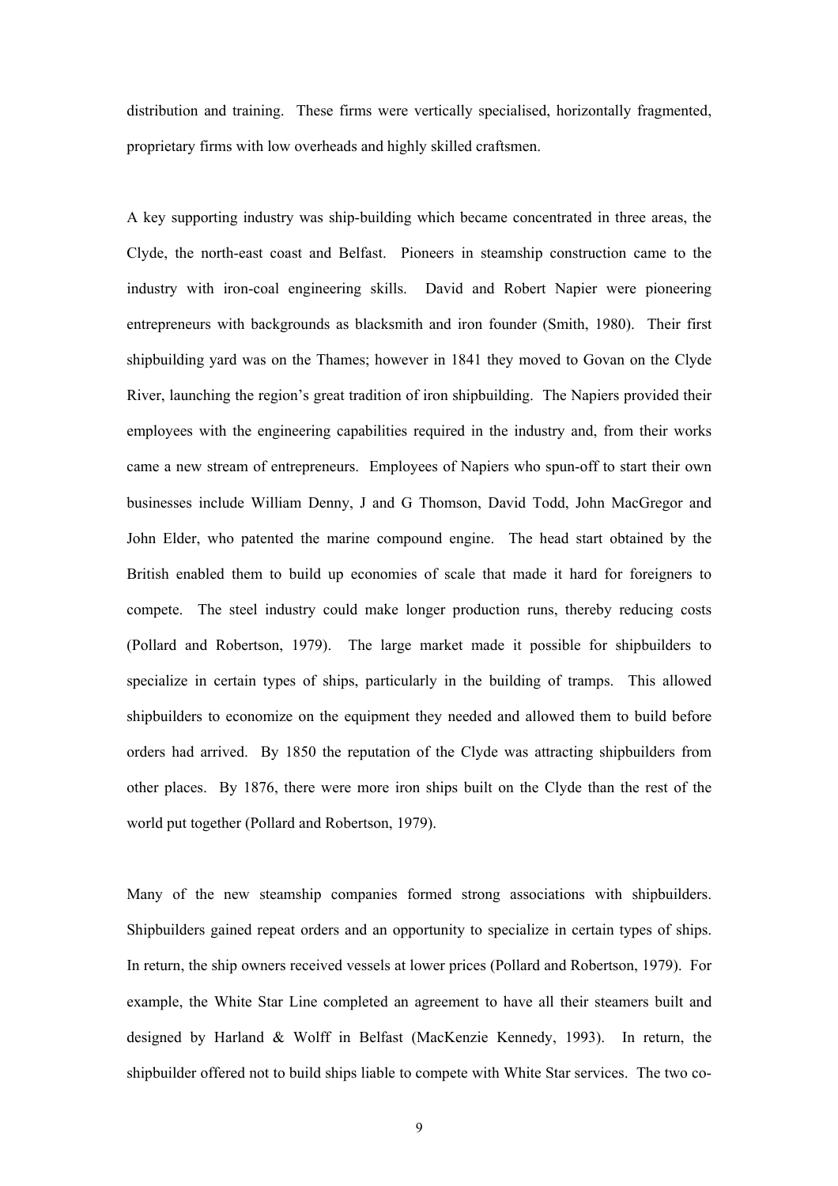distribution and training. These firms were vertically specialised, horizontally fragmented, proprietary firms with low overheads and highly skilled craftsmen.

A key supporting industry was ship-building which became concentrated in three areas, the Clyde, the north-east coast and Belfast. Pioneers in steamship construction came to the industry with iron-coal engineering skills. David and Robert Napier were pioneering entrepreneurs with backgrounds as blacksmith and iron founder (Smith, 1980). Their first shipbuilding yard was on the Thames; however in 1841 they moved to Govan on the Clyde River, launching the region's great tradition of iron shipbuilding. The Napiers provided their employees with the engineering capabilities required in the industry and, from their works came a new stream of entrepreneurs. Employees of Napiers who spun-off to start their own businesses include William Denny, J and G Thomson, David Todd, John MacGregor and John Elder, who patented the marine compound engine. The head start obtained by the British enabled them to build up economies of scale that made it hard for foreigners to compete. The steel industry could make longer production runs, thereby reducing costs (Pollard and Robertson, 1979). The large market made it possible for shipbuilders to specialize in certain types of ships, particularly in the building of tramps. This allowed shipbuilders to economize on the equipment they needed and allowed them to build before orders had arrived. By 1850 the reputation of the Clyde was attracting shipbuilders from other places. By 1876, there were more iron ships built on the Clyde than the rest of the world put together (Pollard and Robertson, 1979).

Many of the new steamship companies formed strong associations with shipbuilders. Shipbuilders gained repeat orders and an opportunity to specialize in certain types of ships. In return, the ship owners received vessels at lower prices (Pollard and Robertson, 1979). For example, the White Star Line completed an agreement to have all their steamers built and designed by Harland & Wolff in Belfast (MacKenzie Kennedy, 1993). In return, the shipbuilder offered not to build ships liable to compete with White Star services. The two co-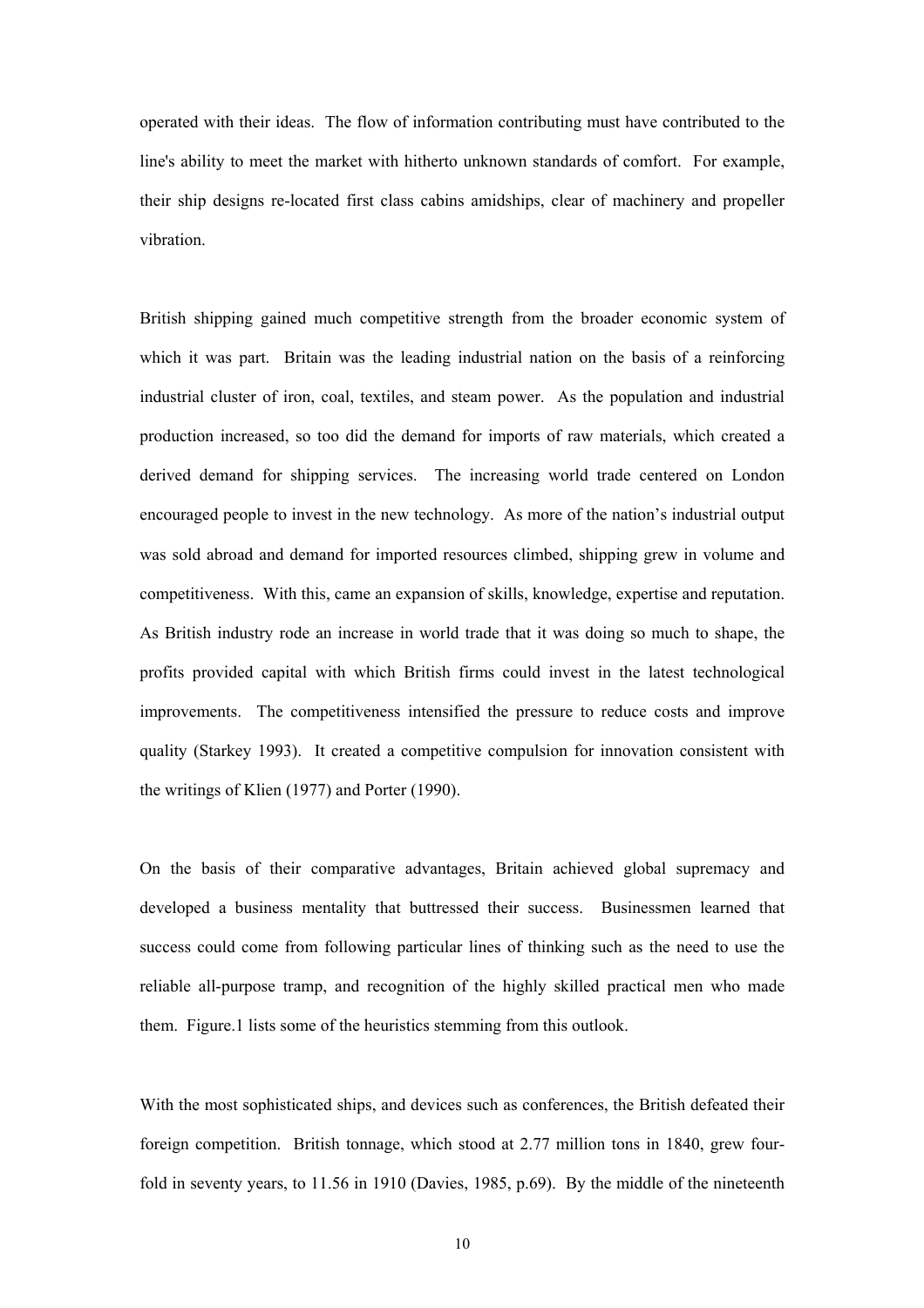operated with their ideas. The flow of information contributing must have contributed to the line's ability to meet the market with hitherto unknown standards of comfort. For example, their ship designs re-located first class cabins amidships, clear of machinery and propeller vibration.

British shipping gained much competitive strength from the broader economic system of which it was part. Britain was the leading industrial nation on the basis of a reinforcing industrial cluster of iron, coal, textiles, and steam power. As the population and industrial production increased, so too did the demand for imports of raw materials, which created a derived demand for shipping services. The increasing world trade centered on London encouraged people to invest in the new technology. As more of the nation's industrial output was sold abroad and demand for imported resources climbed, shipping grew in volume and competitiveness. With this, came an expansion of skills, knowledge, expertise and reputation. As British industry rode an increase in world trade that it was doing so much to shape, the profits provided capital with which British firms could invest in the latest technological improvements. The competitiveness intensified the pressure to reduce costs and improve quality (Starkey 1993). It created a competitive compulsion for innovation consistent with the writings of Klien (1977) and Porter (1990).

On the basis of their comparative advantages, Britain achieved global supremacy and developed a business mentality that buttressed their success. Businessmen learned that success could come from following particular lines of thinking such as the need to use the reliable all-purpose tramp, and recognition of the highly skilled practical men who made them. Figure.1 lists some of the heuristics stemming from this outlook.

With the most sophisticated ships, and devices such as conferences, the British defeated their foreign competition. British tonnage, which stood at 2.77 million tons in 1840, grew four-fold in seventy years, to 11.56 in 1910 (Davies, 1985, p.69). By the middle of the nineteenth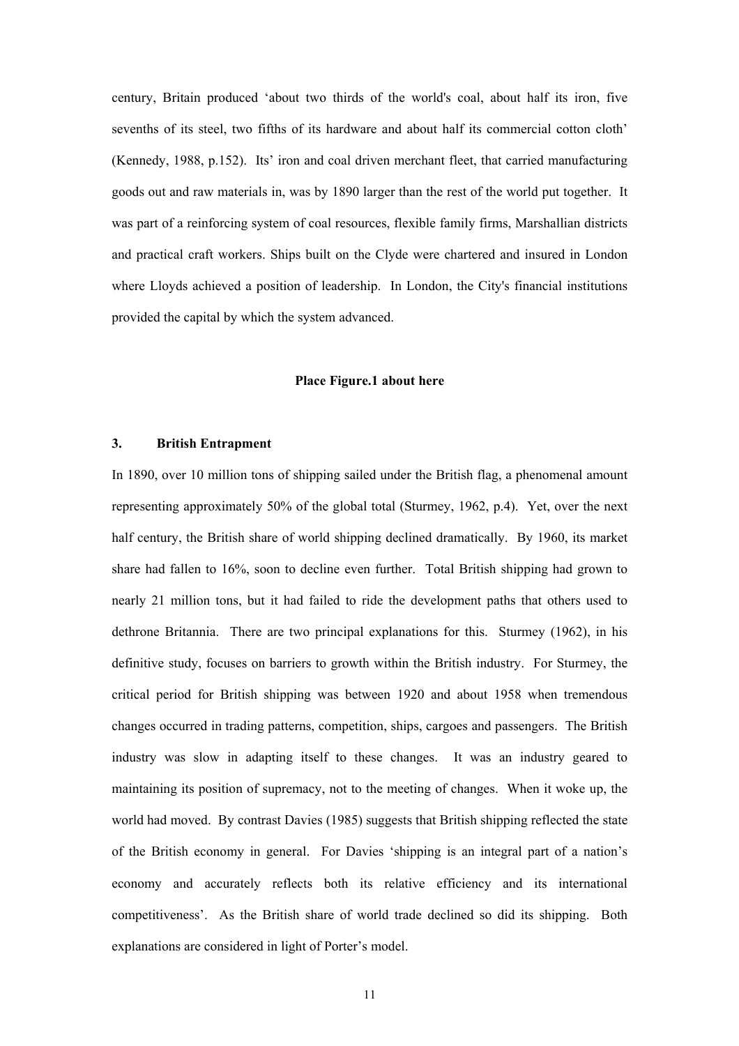century, Britain produced 'about two thirds of the world's coal, about half its iron, five sevenths of its steel, two fifths of its hardware and about half its commercial cotton cloth' (Kennedy, 1988, p.152). Its' iron and coal driven merchant fleet, that carried manufacturing goods out and raw materials in, was by 1890 larger than the rest of the world put together. It was part of a reinforcing system of coal resources, flexible family firms, Marshallian districts and practical craft workers. Ships built on the Clyde were chartered and insured in London where Lloyds achieved a position of leadership. In London, the City's financial institutions provided the capital by which the system advanced.

**Place Figure.1 about here**

### 3. British Entrapment

In 1890, over 10 million tons of shipping sailed under the British flag, a phenomenal amount representing approximately 50% of the global total (Sturmey, 1962, p.4). Yet, over the next half century, the British share of world shipping declined dramatically. By 1960, its market share had fallen to 16%, soon to decline even further. Total British shipping had grown to nearly 21 million tons, but it had failed to ride the development paths that others used to dethrone Britannia. There are two principal explanations for this. Sturmey (1962), in his definitive study, focuses on barriers to growth within the British industry. For Sturmey, the critical period for British shipping was between 1920 and about 1958 when tremendous changes occurred in trading patterns, competition, ships, cargoes and passengers. The British industry was slow in adapting itself to these changes. It was an industry geared to maintaining its position of supremacy, not to the meeting of changes. When it woke up, the world had moved. By contrast Davies (1985) suggests that British shipping reflected the state of the British economy in general. For Davies 'shipping is an integral part of a nation's economy and accurately reflects both its relative efficiency and its international competitiveness'. As the British share of world trade declined so did its shipping. Both explanations are considered in light of Porter's model.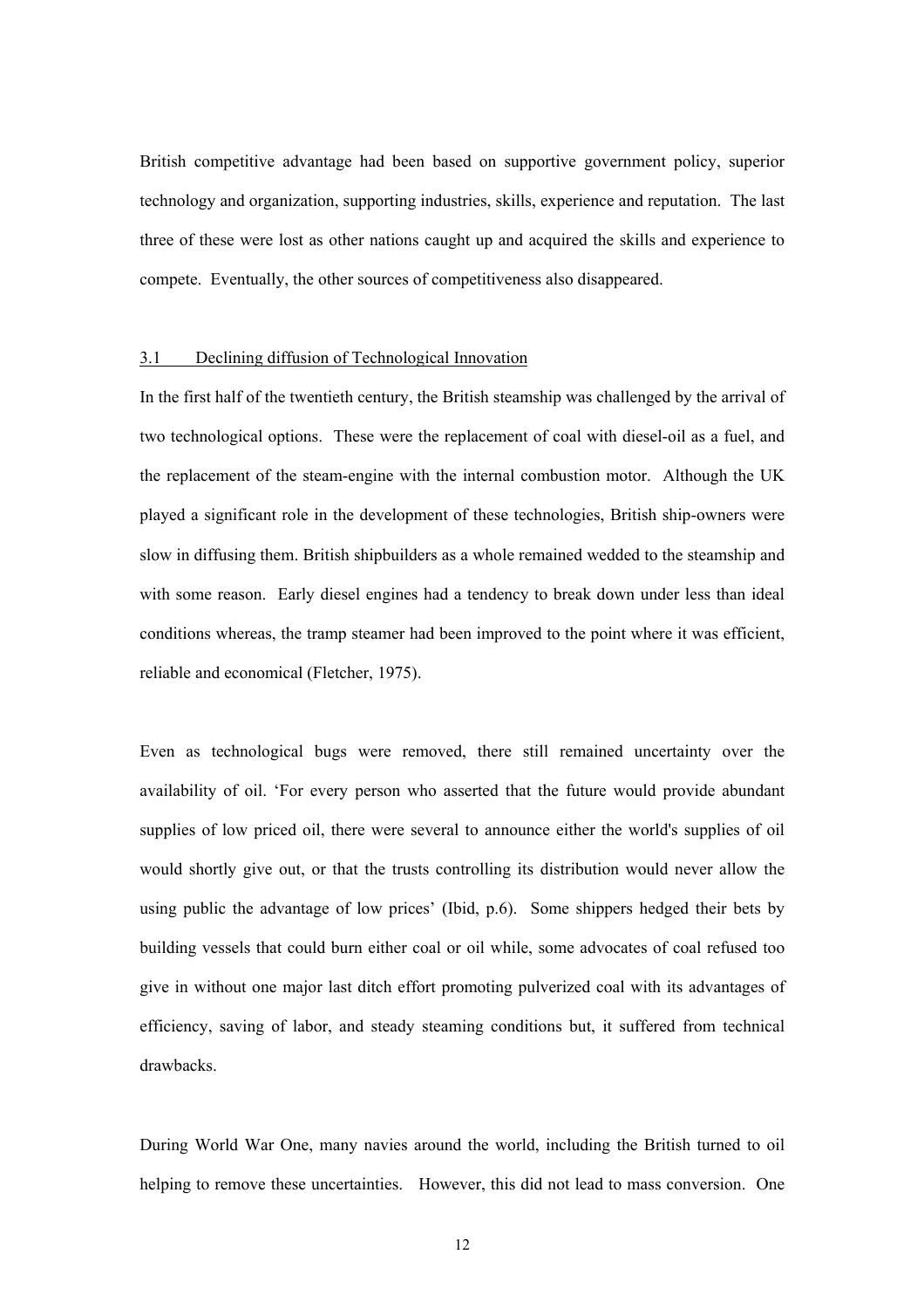British competitive advantage had been based on supportive government policy, superior technology and organization, supporting industries, skills, experience and reputation. The last three of these were lost as other nations caught up and acquired the skills and experience to compete. Eventually, the other sources of competitiveness also disappeared.

### 3.1 Declining diffusion of Technological Innovation

In the first half of the twentieth century, the British steamship was challenged by the arrival of two technological options. These were the replacement of coal with diesel-oil as a fuel, and the replacement of the steam-engine with the internal combustion motor. Although the UK played a significant role in the development of these technologies, British ship-owners were slow in diffusing them. British shipbuilders as a whole remained wedded to the steamship and with some reason. Early diesel engines had a tendency to break down under less than ideal conditions whereas, the tramp steamer had been improved to the point where it was efficient, reliable and economical (Fletcher, 1975).

Even as technological bugs were removed, there still remained uncertainty over the availability of oil. 'For every person who asserted that the future would provide abundant supplies of low priced oil, there were several to announce either the world's supplies of oil would shortly give out, or that the trusts controlling its distribution would never allow the using public the advantage of low prices' (Ibid, p.6). Some shippers hedged their bets by building vessels that could burn either coal or oil while, some advocates of coal refused too give in without one major last ditch effort promoting pulverized coal with its advantages of efficiency, saving of labor, and steady steaming conditions but, it suffered from technical drawbacks.

During World War One, many navies around the world, including the British turned to oil helping to remove these uncertainties. However, this did not lead to mass conversion. One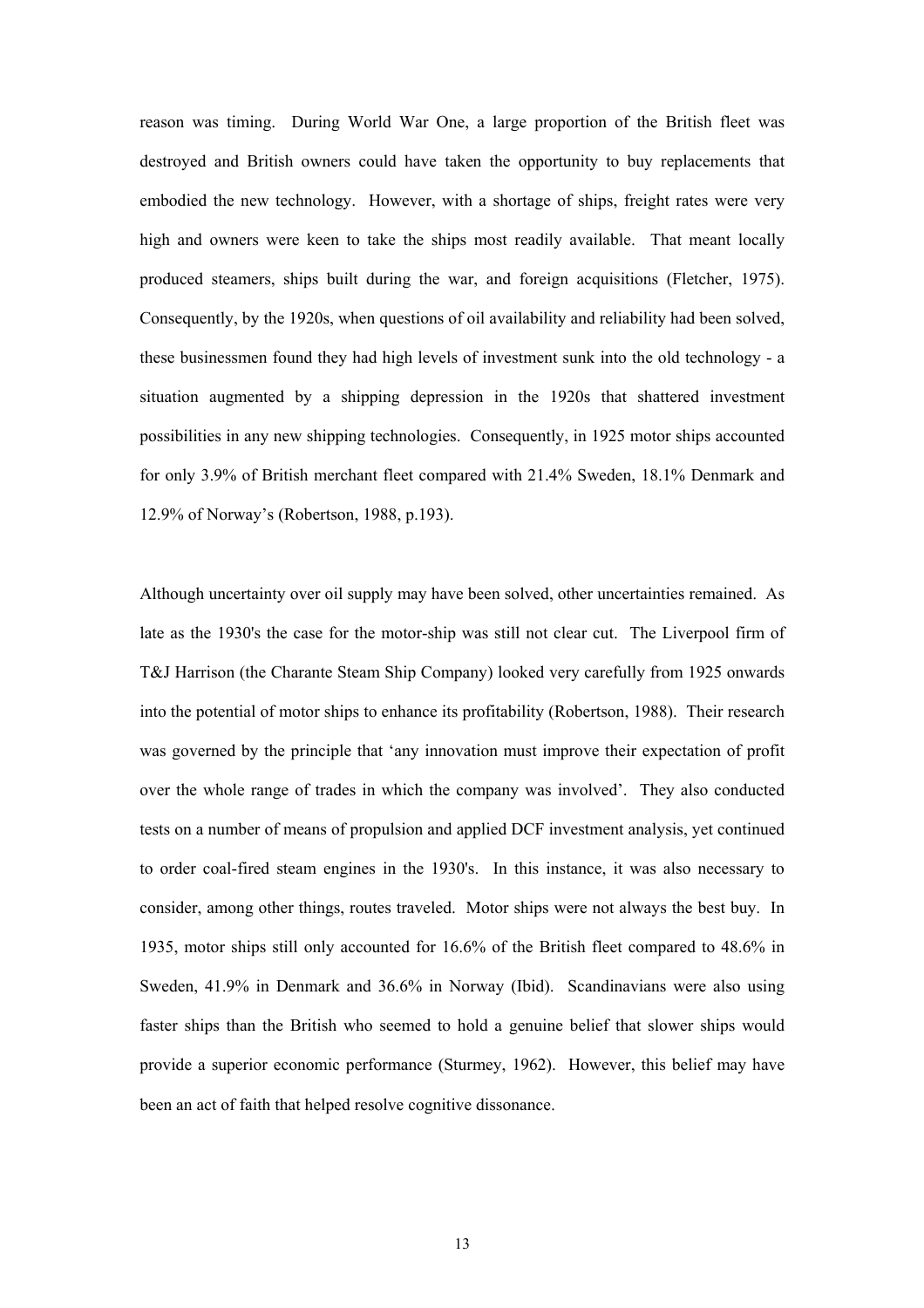reason was timing. During World War One, a large proportion of the British fleet was destroyed and British owners could have taken the opportunity to buy replacements that embodied the new technology. However, with a shortage of ships, freight rates were very high and owners were keen to take the ships most readily available. That meant locally produced steamers, ships built during the war, and foreign acquisitions (Fletcher, 1975). Consequently, by the 1920s, when questions of oil availability and reliability had been solved, these businessmen found they had high levels of investment sunk into the old technology - a situation augmented by a shipping depression in the 1920s that shattered investment possibilities in any new shipping technologies. Consequently, in 1925 motor ships accounted for only 3.9% of British merchant fleet compared with 21.4% Sweden, 18.1% Denmark and 12.9% of Norway's (Robertson, 1988, p.193).

Although uncertainty over oil supply may have been solved, other uncertainties remained. As late as the 1930's the case for the motor-ship was still not clear cut. The Liverpool firm of T&J Harrison (the Charante Steam Ship Company) looked very carefully from 1925 onwards into the potential of motor ships to enhance its profitability (Robertson, 1988). Their research was governed by the principle that 'any innovation must improve their expectation of profit over the whole range of trades in which the company was involved'. They also conducted tests on a number of means of propulsion and applied DCF investment analysis, yet continued to order coal-fired steam engines in the 1930's. In this instance, it was also necessary to consider, among other things, routes traveled. Motor ships were not always the best buy. In 1935, motor ships still only accounted for 16.6% of the British fleet compared to 48.6% in Sweden, 41.9% in Denmark and 36.6% in Norway (Ibid). Scandinavians were also using faster ships than the British who seemed to hold a genuine belief that slower ships would provide a superior economic performance (Sturmey, 1962). However, this belief may have been an act of faith that helped resolve cognitive dissonance.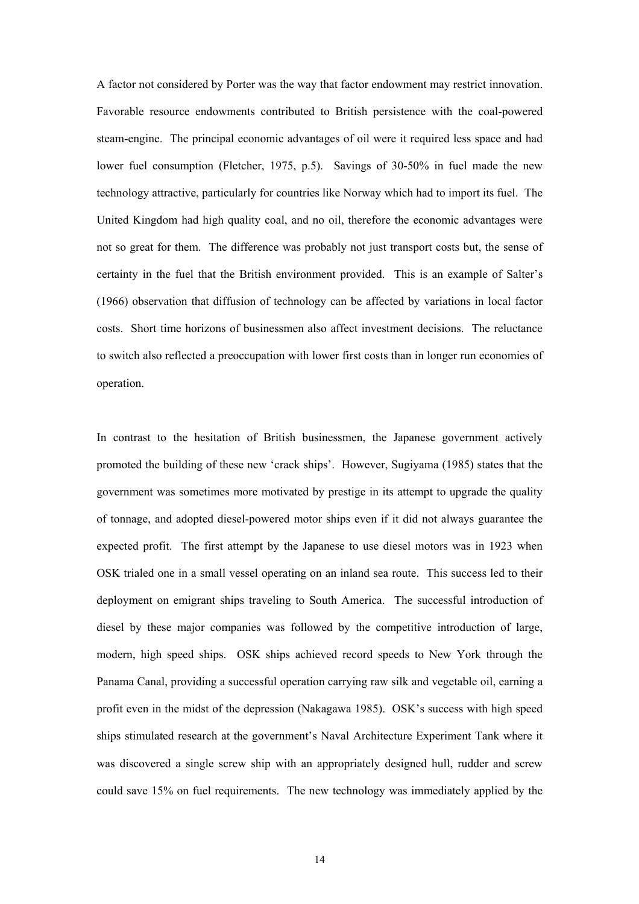A factor not considered by Porter was the way that factor endowment may restrict innovation. Favorable resource endowments contributed to British persistence with the coal-powered steam-engine. The principal economic advantages of oil were it required less space and had lower fuel consumption (Fletcher, 1975, p.5). Savings of 30-50% in fuel made the new technology attractive, particularly for countries like Norway which had to import its fuel. The United Kingdom had high quality coal, and no oil, therefore the economic advantages were not so great for them. The difference was probably not just transport costs but, the sense of certainty in the fuel that the British environment provided. This is an example of Salter's (1966) observation that diffusion of technology can be affected by variations in local factor costs. Short time horizons of businessmen also affect investment decisions. The reluctance to switch also reflected a preoccupation with lower first costs than in longer run economies of operation.

In contrast to the hesitation of British businessmen, the Japanese government actively promoted the building of these new 'crack ships'. However, Sugiyama (1985) states that the government was sometimes more motivated by prestige in its attempt to upgrade the quality of tonnage, and adopted diesel-powered motor ships even if it did not always guarantee the expected profit. The first attempt by the Japanese to use diesel motors was in 1923 when OSK trialed one in a small vessel operating on an inland sea route. This success led to their deployment on emigrant ships traveling to South America. The successful introduction of diesel by these major companies was followed by the competitive introduction of large, modern, high speed ships. OSK ships achieved record speeds to New York through the Panama Canal, providing a successful operation carrying raw silk and vegetable oil, earning a profit even in the midst of the depression (Nakagawa 1985). OSK's success with high speed ships stimulated research at the government's Naval Architecture Experiment Tank where it was discovered a single screw ship with an appropriately designed hull, rudder and screw could save 15% on fuel requirements. The new technology was immediately applied by the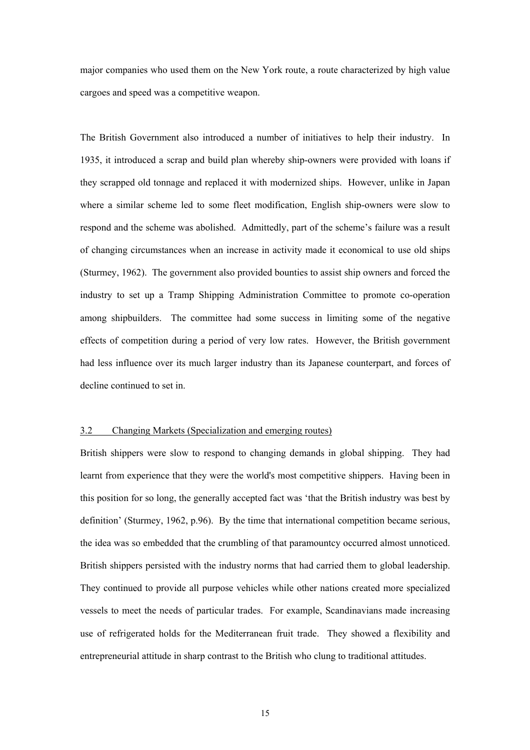major companies who used them on the New York route, a route characterized by high value cargoes and speed was a competitive weapon.

The British Government also introduced a number of initiatives to help their industry. In 1935, it introduced a scrap and build plan whereby ship-owners were provided with loans if they scrapped old tonnage and replaced it with modernized ships. However, unlike in Japan where a similar scheme led to some fleet modification, English ship-owners were slow to respond and the scheme was abolished. Admittedly, part of the scheme's failure was a result of changing circumstances when an increase in activity made it economical to use old ships (Sturmey, 1962). The government also provided bounties to assist ship owners and forced the industry to set up a Tramp Shipping Administration Committee to promote co-operation among shipbuilders. The committee had some success in limiting some of the negative effects of competition during a period of very low rates. However, the British government had less influence over its much larger industry than its Japanese counterpart, and forces of decline continued to set in.

### 3.2 Changing Markets (Specialization and emerging routes)

British shippers were slow to respond to changing demands in global shipping. They had learnt from experience that they were the world's most competitive shippers. Having been in this position for so long, the generally accepted fact was 'that the British industry was best by definition' (Sturmey, 1962, p.96). By the time that international competition became serious, the idea was so embedded that the crumbling of that paramountcy occurred almost unnoticed. British shippers persisted with the industry norms that had carried them to global leadership. They continued to provide all purpose vehicles while other nations created more specialized vessels to meet the needs of particular trades. For example, Scandinavians made increasing use of refrigerated holds for the Mediterranean fruit trade. They showed a flexibility and entrepreneurial attitude in sharp contrast to the British who clung to traditional attitudes.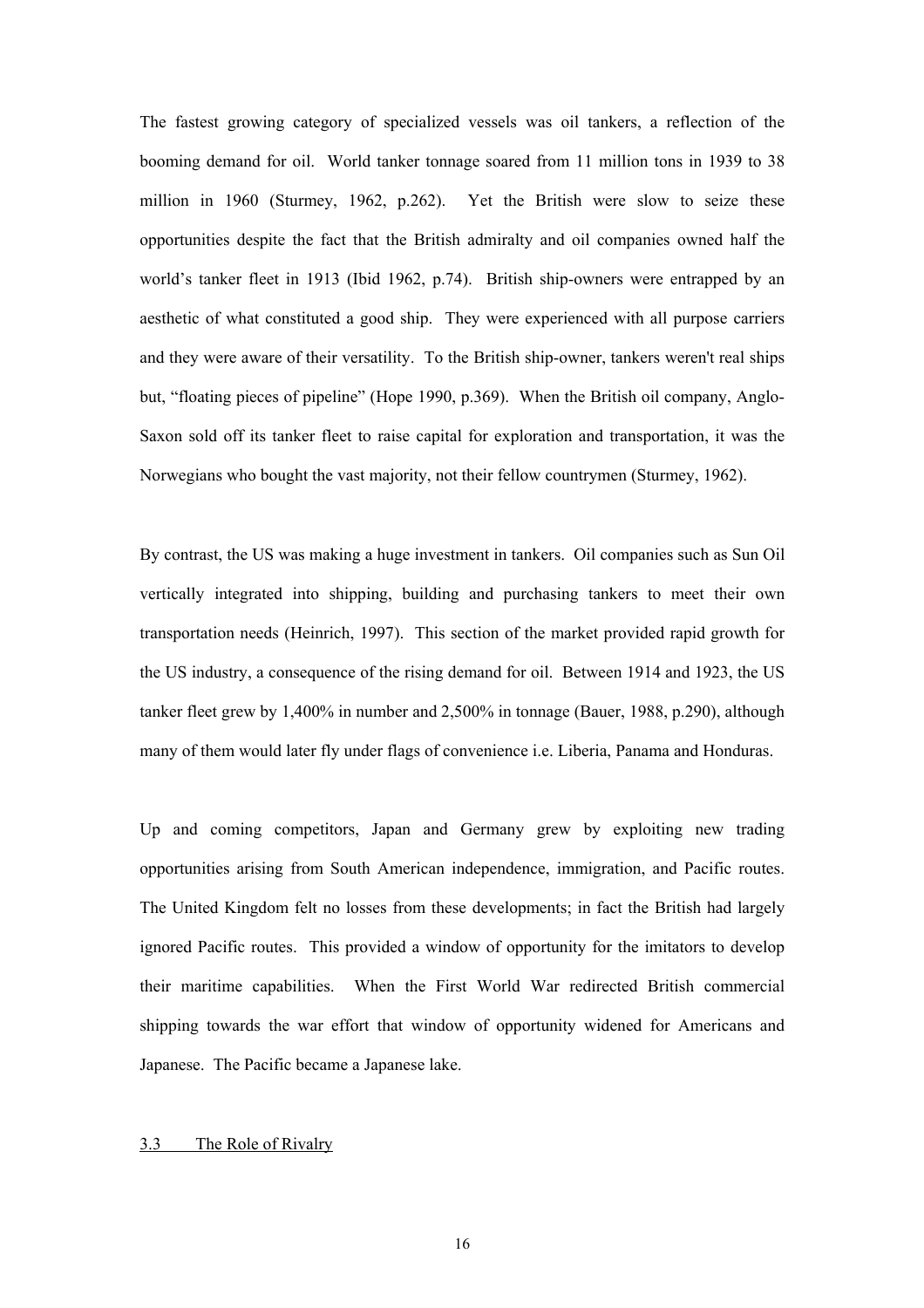The fastest growing category of specialized vessels was oil tankers, a reflection of the booming demand for oil. World tanker tonnage soared from 11 million tons in 1939 to 38 million in 1960 (Sturmey, 1962, p.262). Yet the British were slow to seize these opportunities despite the fact that the British admiralty and oil companies owned half the world's tanker fleet in 1913 (Ibid 1962, p.74). British ship-owners were entrapped by an aesthetic of what constituted a good ship. They were experienced with all purpose carriers and they were aware of their versatility. To the British ship-owner, tankers weren't real ships but, "floating pieces of pipeline" (Hope 1990, p.369). When the British oil company, Anglo-Saxon sold off its tanker fleet to raise capital for exploration and transportation, it was the Norwegians who bought the vast majority, not their fellow countrymen (Sturmey, 1962).

By contrast, the US was making a huge investment in tankers. Oil companies such as Sun Oil vertically integrated into shipping, building and purchasing tankers to meet their own transportation needs (Heinrich, 1997). This section of the market provided rapid growth for the US industry, a consequence of the rising demand for oil. Between 1914 and 1923, the US tanker fleet grew by 1,400% in number and 2,500% in tonnage (Bauer, 1988, p.290), although many of them would later fly under flags of convenience i.e. Liberia, Panama and Honduras.

Up and coming competitors, Japan and Germany grew by exploiting new trading opportunities arising from South American independence, immigration, and Pacific routes. The United Kingdom felt no losses from these developments; in fact the British had largely ignored Pacific routes. This provided a window of opportunity for the imitators to develop their maritime capabilities. When the First World War redirected British commercial shipping towards the war effort that window of opportunity widened for Americans and Japanese. The Pacific became a Japanese lake.

### 3.3 The Role of Rivalry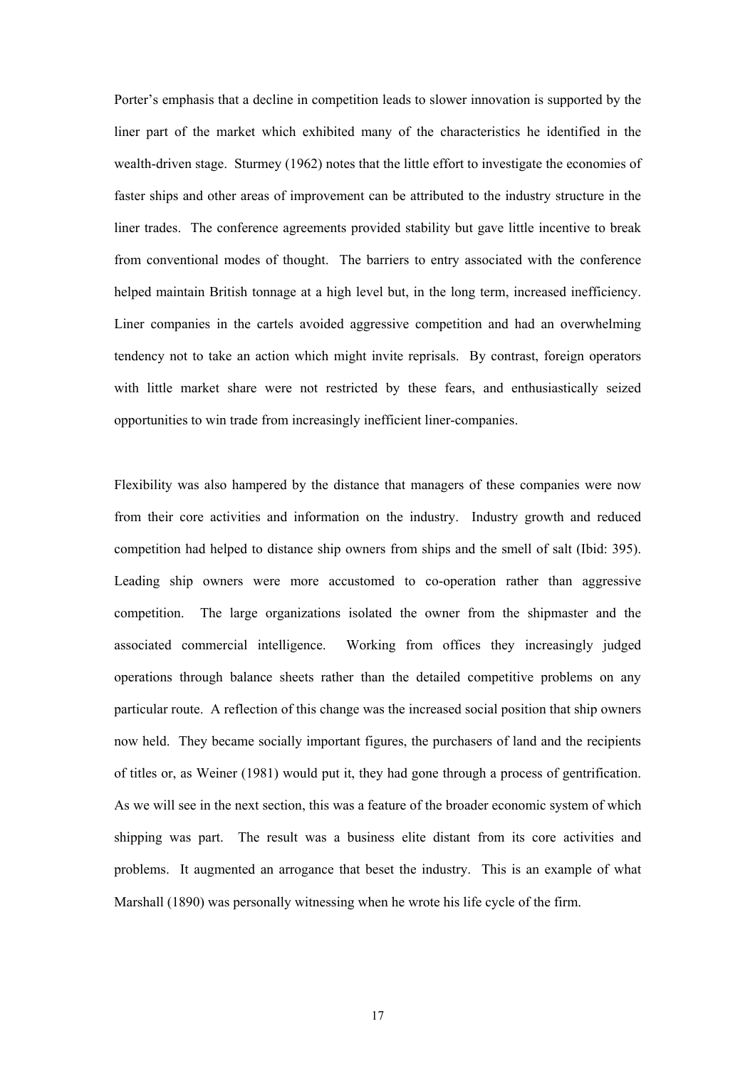Porter's emphasis that a decline in competition leads to slower innovation is supported by the liner part of the market which exhibited many of the characteristics he identified in the wealth-driven stage. Sturmey (1962) notes that the little effort to investigate the economies of faster ships and other areas of improvement can be attributed to the industry structure in the liner trades. The conference agreements provided stability but gave little incentive to break from conventional modes of thought. The barriers to entry associated with the conference helped maintain British tonnage at a high level but, in the long term, increased inefficiency. Liner companies in the cartels avoided aggressive competition and had an overwhelming tendency not to take an action which might invite reprisals. By contrast, foreign operators with little market share were not restricted by these fears, and enthusiastically seized opportunities to win trade from increasingly inefficient liner-companies.

Flexibility was also hampered by the distance that managers of these companies were now from their core activities and information on the industry. Industry growth and reduced competition had helped to distance ship owners from ships and the smell of salt (Ibid: 395). Leading ship owners were more accustomed to co-operation rather than aggressive competition. The large organizations isolated the owner from the shipmaster and the associated commercial intelligence. Working from offices they increasingly judged operations through balance sheets rather than the detailed competitive problems on any particular route. A reflection of this change was the increased social position that ship owners now held. They became socially important figures, the purchasers of land and the recipients of titles or, as Weiner (1981) would put it, they had gone through a process of gentrification. As we will see in the next section, this was a feature of the broader economic system of which shipping was part. The result was a business elite distant from its core activities and problems. It augmented an arrogance that beset the industry. This is an example of what Marshall (1890) was personally witnessing when he wrote his life cycle of the firm.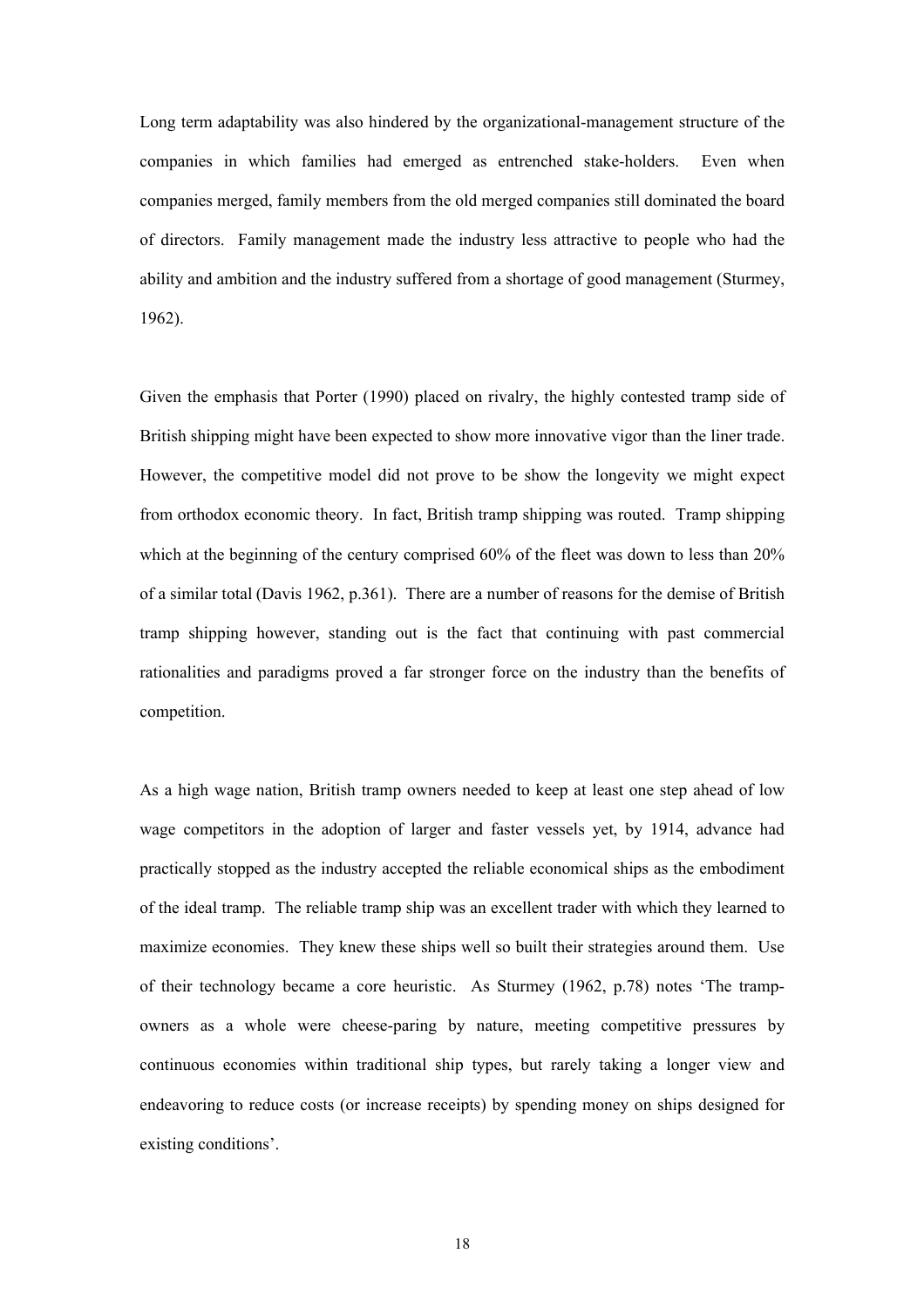Long term adaptability was also hindered by the organizational-management structure of the companies in which families had emerged as entrenched stake-holders. Even when companies merged, family members from the old merged companies still dominated the board of directors. Family management made the industry less attractive to people who had the ability and ambition and the industry suffered from a shortage of good management (Sturmey, 1962).

Given the emphasis that Porter (1990) placed on rivalry, the highly contested tramp side of British shipping might have been expected to show more innovative vigor than the liner trade. However, the competitive model did not prove to be show the longevity we might expect from orthodox economic theory. In fact, British tramp shipping was routed. Tramp shipping which at the beginning of the century comprised 60% of the fleet was down to less than 20% of a similar total (Davis 1962, p.361). There are a number of reasons for the demise of British tramp shipping however, standing out is the fact that continuing with past commercial rationalities and paradigms proved a far stronger force on the industry than the benefits of competition.

As a high wage nation, British tramp owners needed to keep at least one step ahead of low wage competitors in the adoption of larger and faster vessels yet, by 1914, advance had practically stopped as the industry accepted the reliable economical ships as the embodiment of the ideal tramp. The reliable tramp ship was an excellent trader with which they learned to maximize economies. They knew these ships well so built their strategies around them. Use of their technology became a core heuristic. As Sturmey (1962, p.78) notes 'The tramp-owners as a whole were cheese-paring by nature, meeting competitive pressures by continuous economies within traditional ship types, but rarely taking a longer view and endeavoring to reduce costs (or increase receipts) by spending money on ships designed for existing conditions'.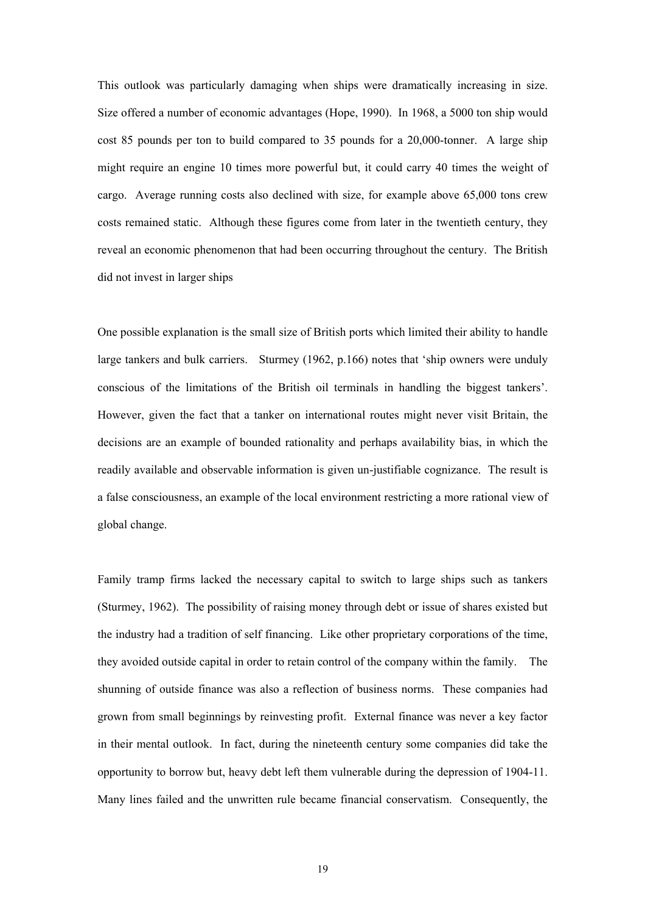This outlook was particularly damaging when ships were dramatically increasing in size. Size offered a number of economic advantages (Hope, 1990). In 1968, a 5000 ton ship would cost 85 pounds per ton to build compared to 35 pounds for a 20,000-tonner. A large ship might require an engine 10 times more powerful but, it could carry 40 times the weight of cargo. Average running costs also declined with size, for example above 65,000 tons crew costs remained static. Although these figures come from later in the twentieth century, they reveal an economic phenomenon that had been occurring throughout the century. The British did not invest in larger ships

One possible explanation is the small size of British ports which limited their ability to handle large tankers and bulk carriers. Sturmey (1962, p.166) notes that 'ship owners were unduly conscious of the limitations of the British oil terminals in handling the biggest tankers'. However, given the fact that a tanker on international routes might never visit Britain, the decisions are an example of bounded rationality and perhaps availability bias, in which the readily available and observable information is given un-justifiable cognizance. The result is a false consciousness, an example of the local environment restricting a more rational view of global change.

Family tramp firms lacked the necessary capital to switch to large ships such as tankers (Sturmey, 1962). The possibility of raising money through debt or issue of shares existed but the industry had a tradition of self financing. Like other proprietary corporations of the time, they avoided outside capital in order to retain control of the company within the family. The shunning of outside finance was also a reflection of business norms. These companies had grown from small beginnings by reinvesting profit. External finance was never a key factor in their mental outlook. In fact, during the nineteenth century some companies did take the opportunity to borrow but, heavy debt left them vulnerable during the depression of 1904-11. Many lines failed and the unwritten rule became financial conservatism. Consequently, the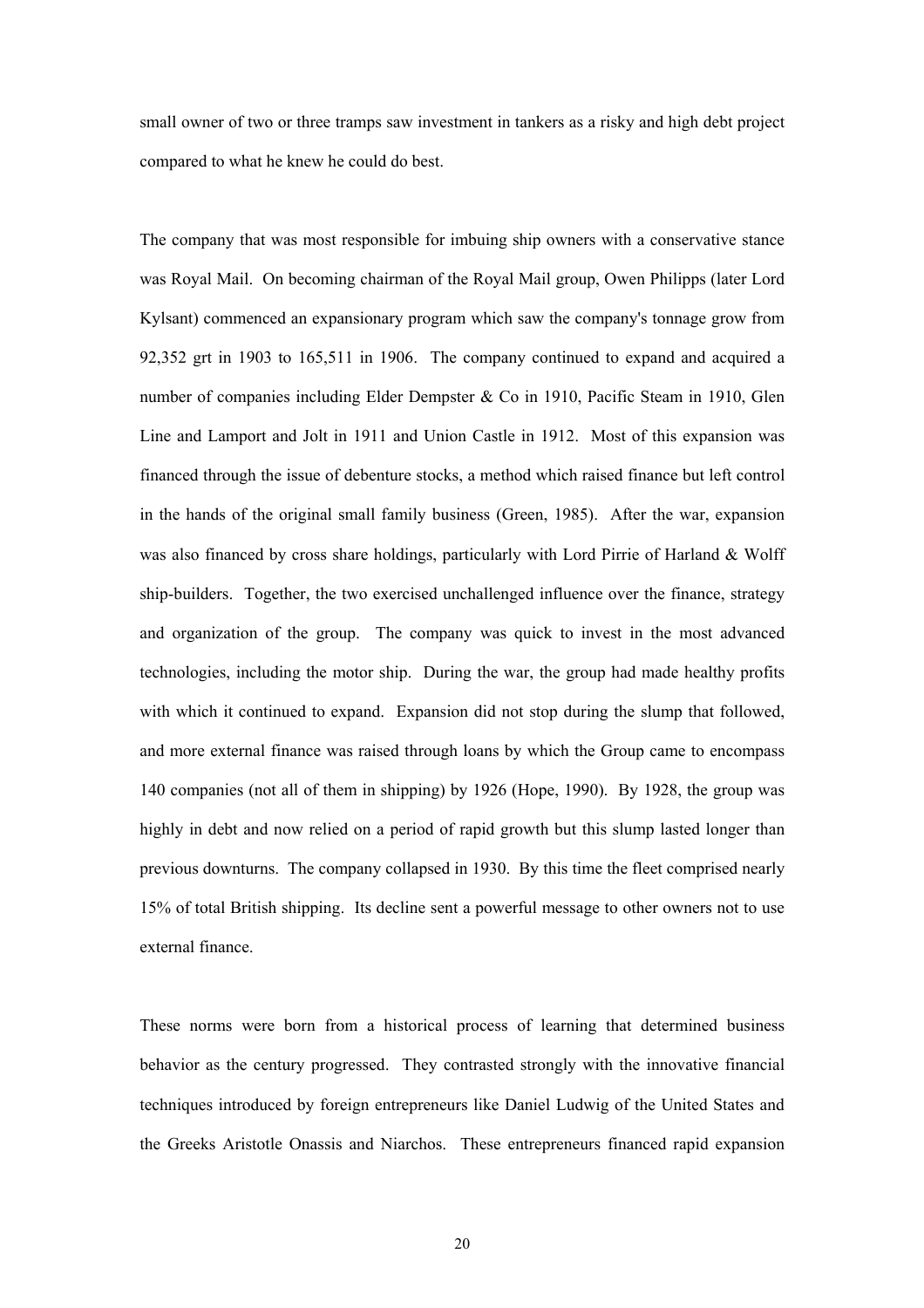small owner of two or three tramps saw investment in tankers as a risky and high debt project compared to what he knew he could do best.

The company that was most responsible for imbuing ship owners with a conservative stance was Royal Mail. On becoming chairman of the Royal Mail group, Owen Philipps (later Lord Kylsant) commenced an expansionary program which saw the company's tonnage grow from 92,352 grt in 1903 to 165,511 in 1906. The company continued to expand and acquired a number of companies including Elder Dempster & Co in 1910, Pacific Steam in 1910, Glen Line and Lamport and Jolt in 1911 and Union Castle in 1912. Most of this expansion was financed through the issue of debenture stocks, a method which raised finance but left control in the hands of the original small family business (Green, 1985). After the war, expansion was also financed by cross share holdings, particularly with Lord Pirrie of Harland & Wolff ship-builders. Together, the two exercised unchallenged influence over the finance, strategy and organization of the group. The company was quick to invest in the most advanced technologies, including the motor ship. During the war, the group had made healthy profits with which it continued to expand. Expansion did not stop during the slump that followed, and more external finance was raised through loans by which the Group came to encompass 140 companies (not all of them in shipping) by 1926 (Hope, 1990). By 1928, the group was highly in debt and now relied on a period of rapid growth but this slump lasted longer than previous downturns. The company collapsed in 1930. By this time the fleet comprised nearly 15% of total British shipping. Its decline sent a powerful message to other owners not to use external finance.

These norms were born from a historical process of learning that determined business behavior as the century progressed. They contrasted strongly with the innovative financial techniques introduced by foreign entrepreneurs like Daniel Ludwig of the United States and the Greeks Aristotle Onassis and Niarchos. These entrepreneurs financed rapid expansion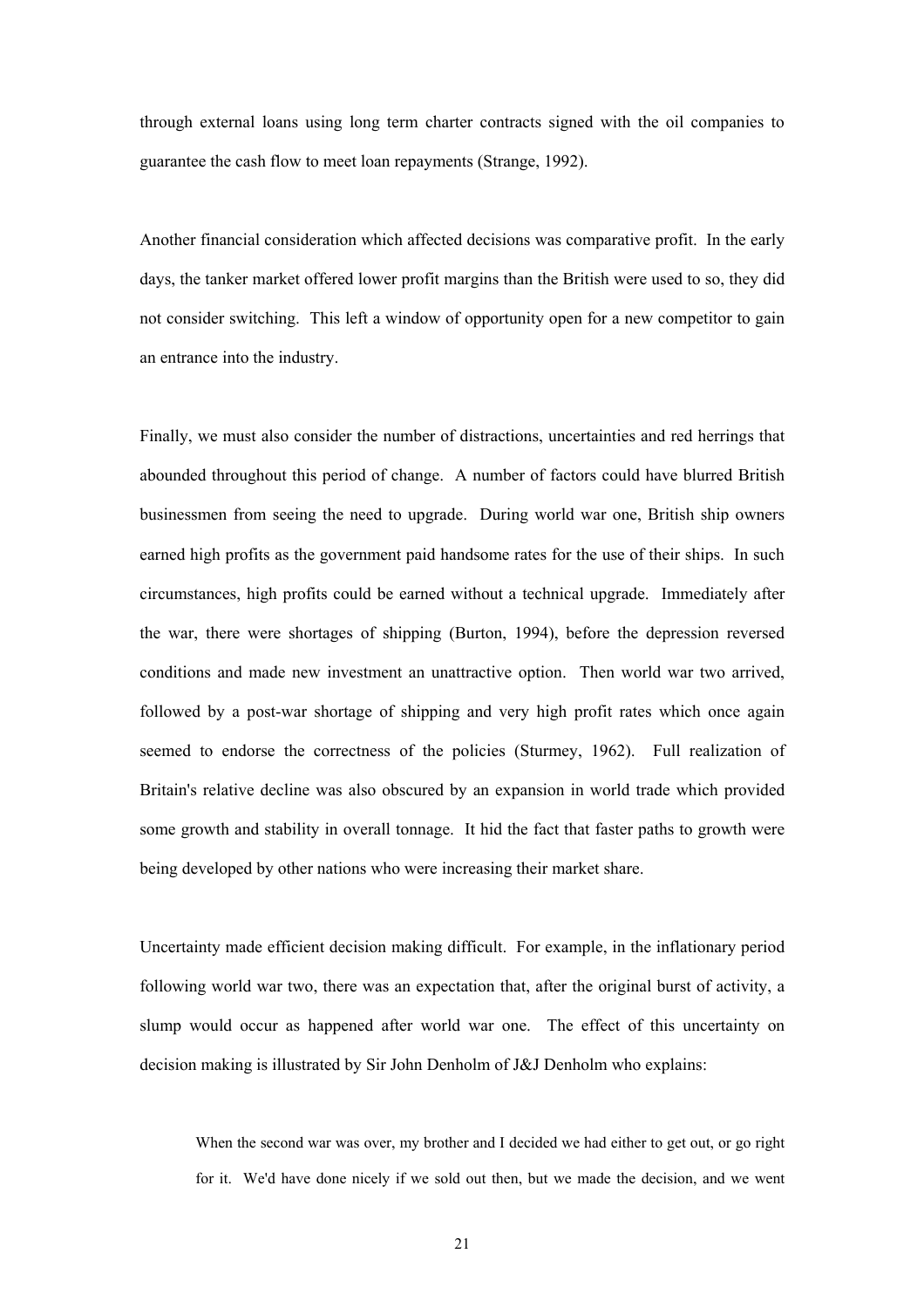through external loans using long term charter contracts signed with the oil companies to guarantee the cash flow to meet loan repayments (Strange, 1992).

Another financial consideration which affected decisions was comparative profit. In the early days, the tanker market offered lower profit margins than the British were used to so, they did not consider switching. This left a window of opportunity open for a new competitor to gain an entrance into the industry.

Finally, we must also consider the number of distractions, uncertainties and red herrings that abounded throughout this period of change. A number of factors could have blurred British businessmen from seeing the need to upgrade. During world war one, British ship owners earned high profits as the government paid handsome rates for the use of their ships. In such circumstances, high profits could be earned without a technical upgrade. Immediately after the war, there were shortages of shipping (Burton, 1994), before the depression reversed conditions and made new investment an unattractive option. Then world war two arrived, followed by a post-war shortage of shipping and very high profit rates which once again seemed to endorse the correctness of the policies (Sturmey, 1962). Full realization of Britain's relative decline was also obscured by an expansion in world trade which provided some growth and stability in overall tonnage. It hid the fact that faster paths to growth were being developed by other nations who were increasing their market share.

Uncertainty made efficient decision making difficult. For example, in the inflationary period following world war two, there was an expectation that, after the original burst of activity, a slump would occur as happened after world war one. The effect of this uncertainty on decision making is illustrated by Sir John Denholm of J&J Denholm who explains:

> When the second war was over, my brother and I decided we had either to get out, or go right for it. We'd have done nicely if we sold out then, but we made the decision, and we went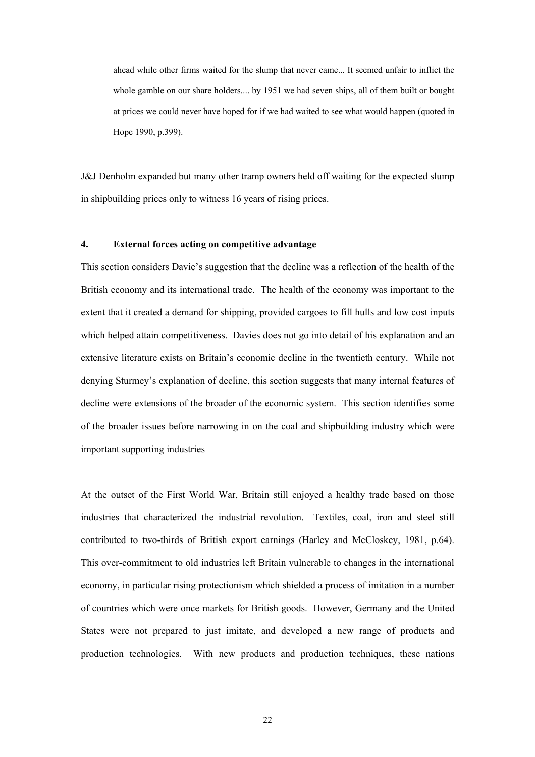> ahead while other firms waited for the slump that never came... It seemed unfair to inflict the whole gamble on our share holders.... by 1951 we had seven ships, all of them built or bought at prices we could never have hoped for if we had waited to see what would happen (quoted in Hope 1990, p.399).

J&J Denholm expanded but many other tramp owners held off waiting for the expected slump in shipbuilding prices only to witness 16 years of rising prices.

## 4. External forces acting on competitive advantage

This section considers Davie's suggestion that the decline was a reflection of the health of the British economy and its international trade. The health of the economy was important to the extent that it created a demand for shipping, provided cargoes to fill hulls and low cost inputs which helped attain competitiveness. Davies does not go into detail of his explanation and an extensive literature exists on Britain's economic decline in the twentieth century. While not denying Sturmey's explanation of decline, this section suggests that many internal features of decline were extensions of the broader of the economic system. This section identifies some of the broader issues before narrowing in on the coal and shipbuilding industry which were important supporting industries

At the outset of the First World War, Britain still enjoyed a healthy trade based on those industries that characterized the industrial revolution. Textiles, coal, iron and steel still contributed to two-thirds of British export earnings (Harley and McCloskey, 1981, p.64). This over-commitment to old industries left Britain vulnerable to changes in the international economy, in particular rising protectionism which shielded a process of imitation in a number of countries which were once markets for British goods. However, Germany and the United States were not prepared to just imitate, and developed a new range of products and production technologies. With new products and production techniques, these nations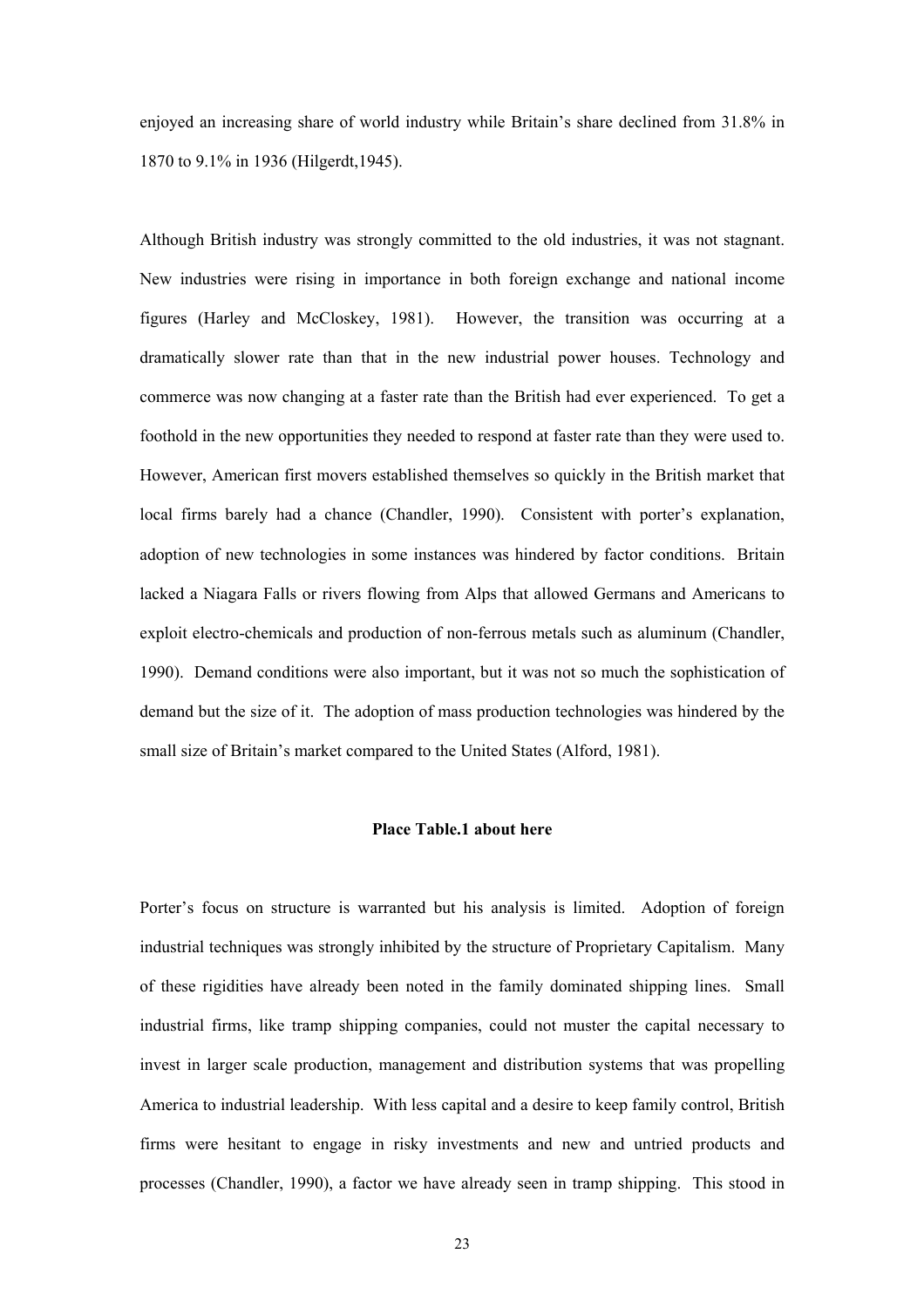enjoyed an increasing share of world industry while Britain's share declined from 31.8% in 1870 to 9.1% in 1936 (Hilgerdt,1945).

Although British industry was strongly committed to the old industries, it was not stagnant. New industries were rising in importance in both foreign exchange and national income figures (Harley and McCloskey, 1981). However, the transition was occurring at a dramatically slower rate than that in the new industrial power houses. Technology and commerce was now changing at a faster rate than the British had ever experienced. To get a foothold in the new opportunities they needed to respond at faster rate than they were used to. However, American first movers established themselves so quickly in the British market that local firms barely had a chance (Chandler, 1990). Consistent with porter's explanation, adoption of new technologies in some instances was hindered by factor conditions. Britain lacked a Niagara Falls or rivers flowing from Alps that allowed Germans and Americans to exploit electro-chemicals and production of non-ferrous metals such as aluminum (Chandler, 1990). Demand conditions were also important, but it was not so much the sophistication of demand but the size of it. The adoption of mass production technologies was hindered by the small size of Britain's market compared to the United States (Alford, 1981).

**Place Table.1 about here**

Porter's focus on structure is warranted but his analysis is limited. Adoption of foreign industrial techniques was strongly inhibited by the structure of Proprietary Capitalism. Many of these rigidities have already been noted in the family dominated shipping lines. Small industrial firms, like tramp shipping companies, could not muster the capital necessary to invest in larger scale production, management and distribution systems that was propelling America to industrial leadership. With less capital and a desire to keep family control, British firms were hesitant to engage in risky investments and new and untried products and processes (Chandler, 1990), a factor we have already seen in tramp shipping. This stood in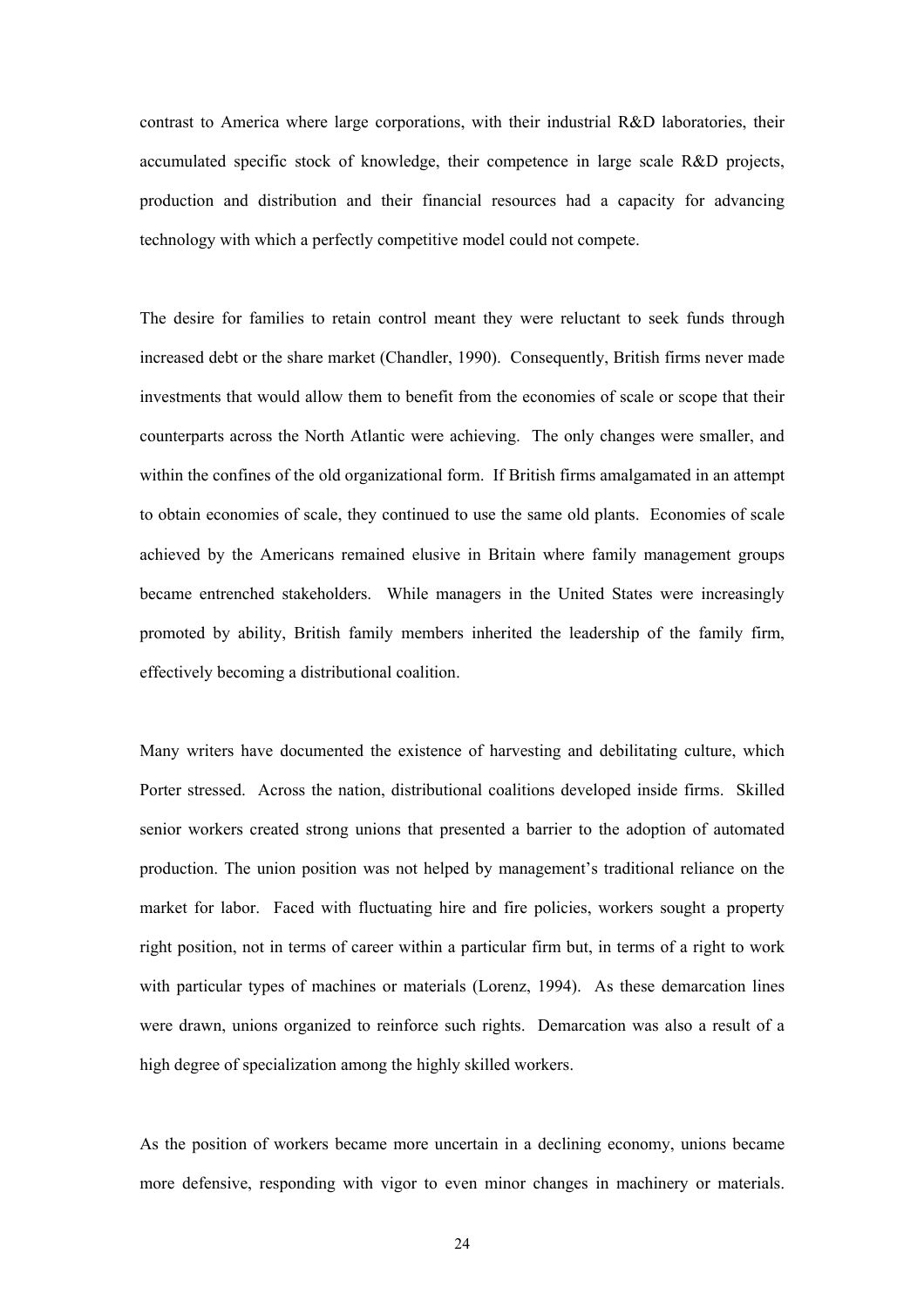contrast to America where large corporations, with their industrial R&D laboratories, their accumulated specific stock of knowledge, their competence in large scale R&D projects, production and distribution and their financial resources had a capacity for advancing technology with which a perfectly competitive model could not compete.

The desire for families to retain control meant they were reluctant to seek funds through increased debt or the share market (Chandler, 1990). Consequently, British firms never made investments that would allow them to benefit from the economies of scale or scope that their counterparts across the North Atlantic were achieving. The only changes were smaller, and within the confines of the old organizational form. If British firms amalgamated in an attempt to obtain economies of scale, they continued to use the same old plants. Economies of scale achieved by the Americans remained elusive in Britain where family management groups became entrenched stakeholders. While managers in the United States were increasingly promoted by ability, British family members inherited the leadership of the family firm, effectively becoming a distributional coalition.

Many writers have documented the existence of harvesting and debilitating culture, which Porter stressed. Across the nation, distributional coalitions developed inside firms. Skilled senior workers created strong unions that presented a barrier to the adoption of automated production. The union position was not helped by management's traditional reliance on the market for labor. Faced with fluctuating hire and fire policies, workers sought a property right position, not in terms of career within a particular firm but, in terms of a right to work with particular types of machines or materials (Lorenz, 1994). As these demarcation lines were drawn, unions organized to reinforce such rights. Demarcation was also a result of a high degree of specialization among the highly skilled workers.

As the position of workers became more uncertain in a declining economy, unions became more defensive, responding with vigor to even minor changes in machinery or materials.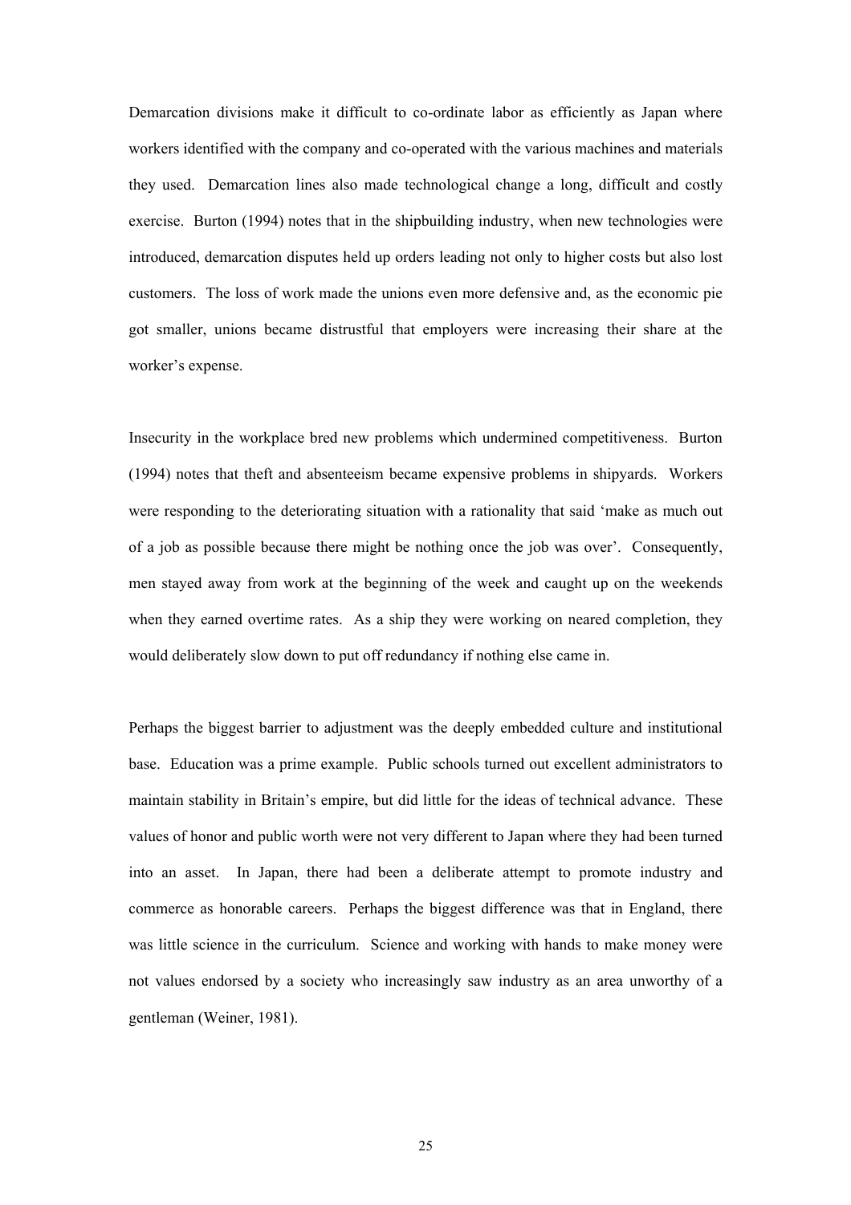Demarcation divisions make it difficult to co-ordinate labor as efficiently as Japan where workers identified with the company and co-operated with the various machines and materials they used. Demarcation lines also made technological change a long, difficult and costly exercise. Burton (1994) notes that in the shipbuilding industry, when new technologies were introduced, demarcation disputes held up orders leading not only to higher costs but also lost customers. The loss of work made the unions even more defensive and, as the economic pie got smaller, unions became distrustful that employers were increasing their share at the worker's expense.

Insecurity in the workplace bred new problems which undermined competitiveness. Burton (1994) notes that theft and absenteeism became expensive problems in shipyards. Workers were responding to the deteriorating situation with a rationality that said 'make as much out of a job as possible because there might be nothing once the job was over'. Consequently, men stayed away from work at the beginning of the week and caught up on the weekends when they earned overtime rates. As a ship they were working on neared completion, they would deliberately slow down to put off redundancy if nothing else came in.

Perhaps the biggest barrier to adjustment was the deeply embedded culture and institutional base. Education was a prime example. Public schools turned out excellent administrators to maintain stability in Britain's empire, but did little for the ideas of technical advance. These values of honor and public worth were not very different to Japan where they had been turned into an asset. In Japan, there had been a deliberate attempt to promote industry and commerce as honorable careers. Perhaps the biggest difference was that in England, there was little science in the curriculum. Science and working with hands to make money were not values endorsed by a society who increasingly saw industry as an area unworthy of a gentleman (Weiner, 1981).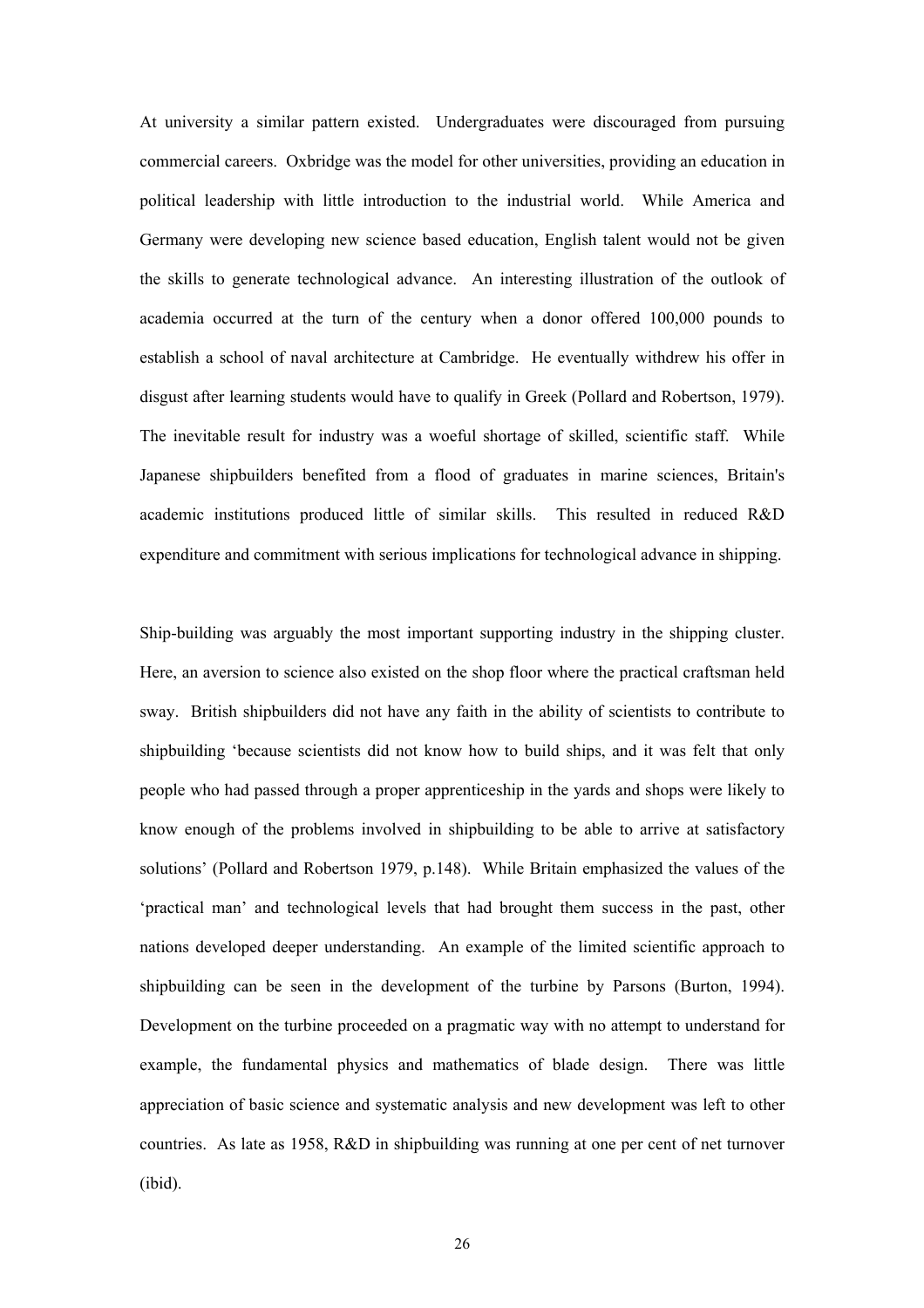At university a similar pattern existed. Undergraduates were discouraged from pursuing commercial careers. Oxbridge was the model for other universities, providing an education in political leadership with little introduction to the industrial world. While America and Germany were developing new science based education, English talent would not be given the skills to generate technological advance. An interesting illustration of the outlook of academia occurred at the turn of the century when a donor offered 100,000 pounds to establish a school of naval architecture at Cambridge. He eventually withdrew his offer in disgust after learning students would have to qualify in Greek (Pollard and Robertson, 1979). The inevitable result for industry was a woeful shortage of skilled, scientific staff. While Japanese shipbuilders benefited from a flood of graduates in marine sciences, Britain's academic institutions produced little of similar skills. This resulted in reduced R&D expenditure and commitment with serious implications for technological advance in shipping.

Ship-building was arguably the most important supporting industry in the shipping cluster. Here, an aversion to science also existed on the shop floor where the practical craftsman held sway. British shipbuilders did not have any faith in the ability of scientists to contribute to shipbuilding 'because scientists did not know how to build ships, and it was felt that only people who had passed through a proper apprenticeship in the yards and shops were likely to know enough of the problems involved in shipbuilding to be able to arrive at satisfactory solutions' (Pollard and Robertson 1979, p.148). While Britain emphasized the values of the 'practical man' and technological levels that had brought them success in the past, other nations developed deeper understanding. An example of the limited scientific approach to shipbuilding can be seen in the development of the turbine by Parsons (Burton, 1994). Development on the turbine proceeded on a pragmatic way with no attempt to understand for example, the fundamental physics and mathematics of blade design. There was little appreciation of basic science and systematic analysis and new development was left to other countries. As late as 1958, R&D in shipbuilding was running at one per cent of net turnover (ibid).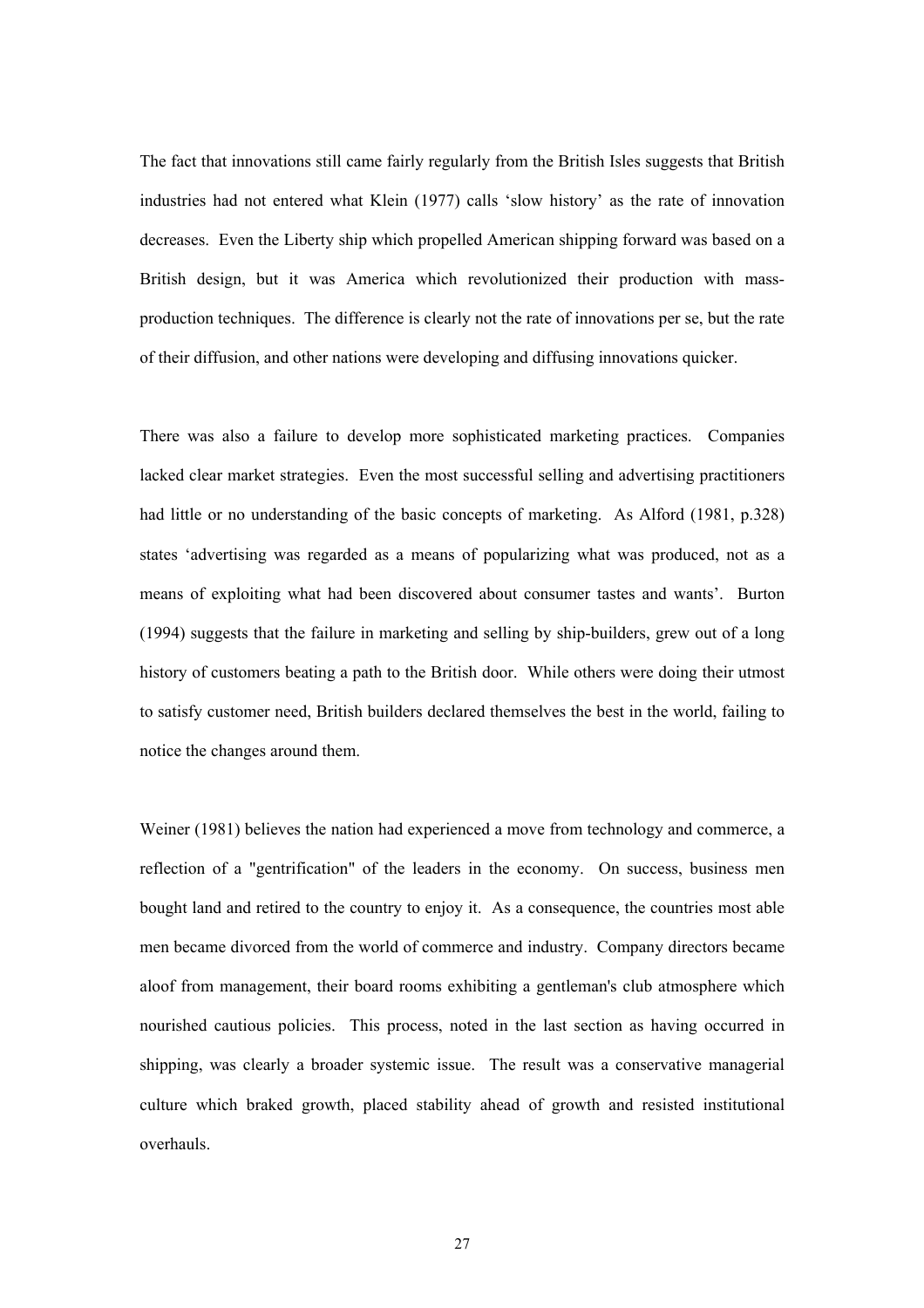The fact that innovations still came fairly regularly from the British Isles suggests that British industries had not entered what Klein (1977) calls 'slow history' as the rate of innovation decreases. Even the Liberty ship which propelled American shipping forward was based on a British design, but it was America which revolutionized their production with mass-production techniques. The difference is clearly not the rate of innovations per se, but the rate of their diffusion, and other nations were developing and diffusing innovations quicker.

There was also a failure to develop more sophisticated marketing practices. Companies lacked clear market strategies. Even the most successful selling and advertising practitioners had little or no understanding of the basic concepts of marketing. As Alford (1981, p.328) states 'advertising was regarded as a means of popularizing what was produced, not as a means of exploiting what had been discovered about consumer tastes and wants'. Burton (1994) suggests that the failure in marketing and selling by ship-builders, grew out of a long history of customers beating a path to the British door. While others were doing their utmost to satisfy customer need, British builders declared themselves the best in the world, failing to notice the changes around them.

Weiner (1981) believes the nation had experienced a move from technology and commerce, a reflection of a "gentrification" of the leaders in the economy. On success, business men bought land and retired to the country to enjoy it. As a consequence, the countries most able men became divorced from the world of commerce and industry. Company directors became aloof from management, their board rooms exhibiting a gentleman's club atmosphere which nourished cautious policies. This process, noted in the last section as having occurred in shipping, was clearly a broader systemic issue. The result was a conservative managerial culture which braked growth, placed stability ahead of growth and resisted institutional overhauls.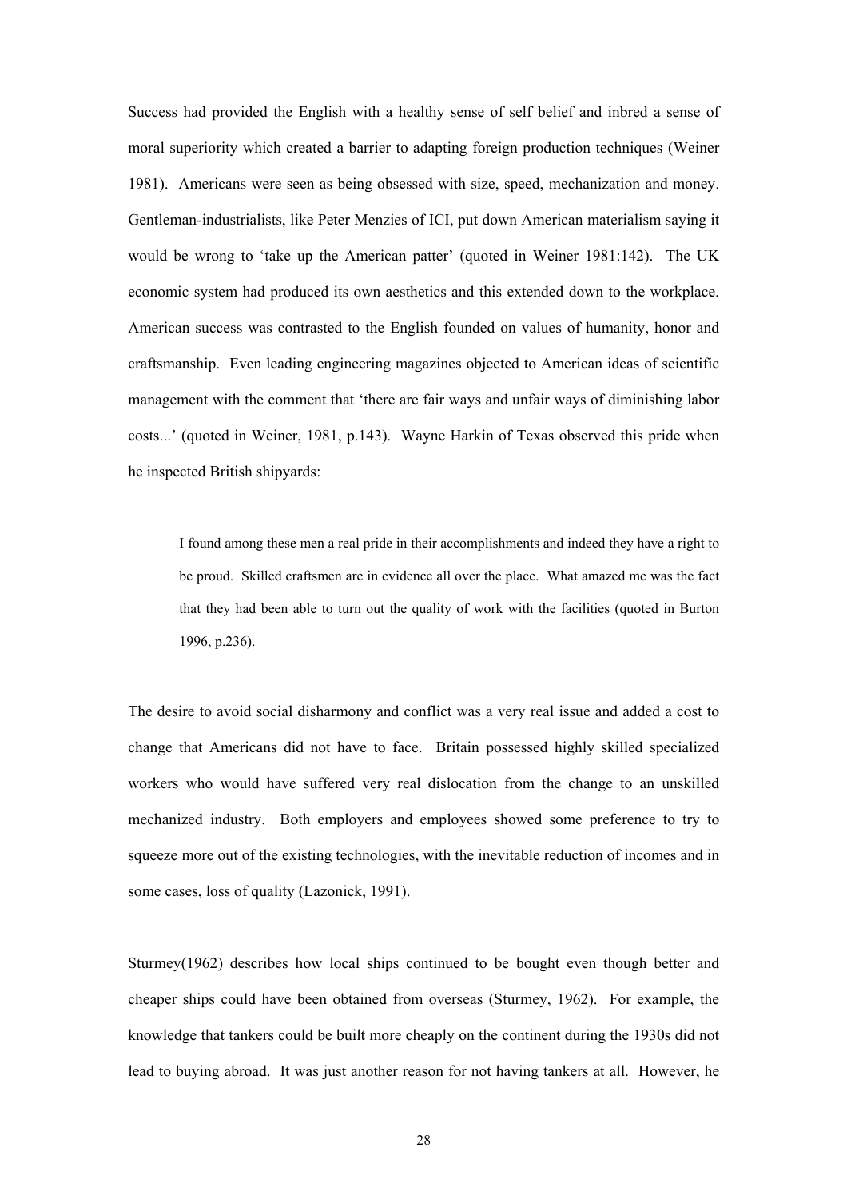Success had provided the English with a healthy sense of self belief and inbred a sense of moral superiority which created a barrier to adapting foreign production techniques (Weiner 1981). Americans were seen as being obsessed with size, speed, mechanization and money. Gentleman-industrialists, like Peter Menzies of ICI, put down American materialism saying it would be wrong to 'take up the American patter' (quoted in Weiner 1981:142). The UK economic system had produced its own aesthetics and this extended down to the workplace. American success was contrasted to the English founded on values of humanity, honor and craftsmanship. Even leading engineering magazines objected to American ideas of scientific management with the comment that 'there are fair ways and unfair ways of diminishing labor costs...' (quoted in Weiner, 1981, p.143). Wayne Harkin of Texas observed this pride when he inspected British shipyards:

> I found among these men a real pride in their accomplishments and indeed they have a right to be proud. Skilled craftsmen are in evidence all over the place. What amazed me was the fact that they had been able to turn out the quality of work with the facilities (quoted in Burton 1996, p.236).

The desire to avoid social disharmony and conflict was a very real issue and added a cost to change that Americans did not have to face. Britain possessed highly skilled specialized workers who would have suffered very real dislocation from the change to an unskilled mechanized industry. Both employers and employees showed some preference to try to squeeze more out of the existing technologies, with the inevitable reduction of incomes and in some cases, loss of quality (Lazonick, 1991).

Sturmey(1962) describes how local ships continued to be bought even though better and cheaper ships could have been obtained from overseas (Sturmey, 1962). For example, the knowledge that tankers could be built more cheaply on the continent during the 1930s did not lead to buying abroad. It was just another reason for not having tankers at all. However, he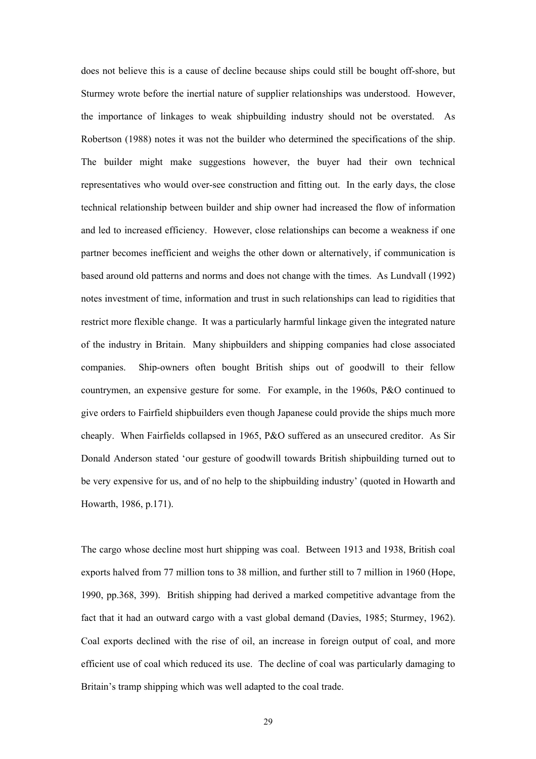does not believe this is a cause of decline because ships could still be bought off-shore, but Sturmey wrote before the inertial nature of supplier relationships was understood. However, the importance of linkages to weak shipbuilding industry should not be overstated. As Robertson (1988) notes it was not the builder who determined the specifications of the ship. The builder might make suggestions however, the buyer had their own technical representatives who would over-see construction and fitting out. In the early days, the close technical relationship between builder and ship owner had increased the flow of information and led to increased efficiency. However, close relationships can become a weakness if one partner becomes inefficient and weighs the other down or alternatively, if communication is based around old patterns and norms and does not change with the times. As Lundvall (1992) notes investment of time, information and trust in such relationships can lead to rigidities that restrict more flexible change. It was a particularly harmful linkage given the integrated nature of the industry in Britain. Many shipbuilders and shipping companies had close associated companies. Ship-owners often bought British ships out of goodwill to their fellow countrymen, an expensive gesture for some. For example, in the 1960s, P&O continued to give orders to Fairfield shipbuilders even though Japanese could provide the ships much more cheaply. When Fairfields collapsed in 1965, P&O suffered as an unsecured creditor. As Sir Donald Anderson stated 'our gesture of goodwill towards British shipbuilding turned out to be very expensive for us, and of no help to the shipbuilding industry' (quoted in Howarth and Howarth, 1986, p.171).

The cargo whose decline most hurt shipping was coal. Between 1913 and 1938, British coal exports halved from 77 million tons to 38 million, and further still to 7 million in 1960 (Hope, 1990, pp.368, 399). British shipping had derived a marked competitive advantage from the fact that it had an outward cargo with a vast global demand (Davies, 1985; Sturmey, 1962). Coal exports declined with the rise of oil, an increase in foreign output of coal, and more efficient use of coal which reduced its use. The decline of coal was particularly damaging to Britain's tramp shipping which was well adapted to the coal trade.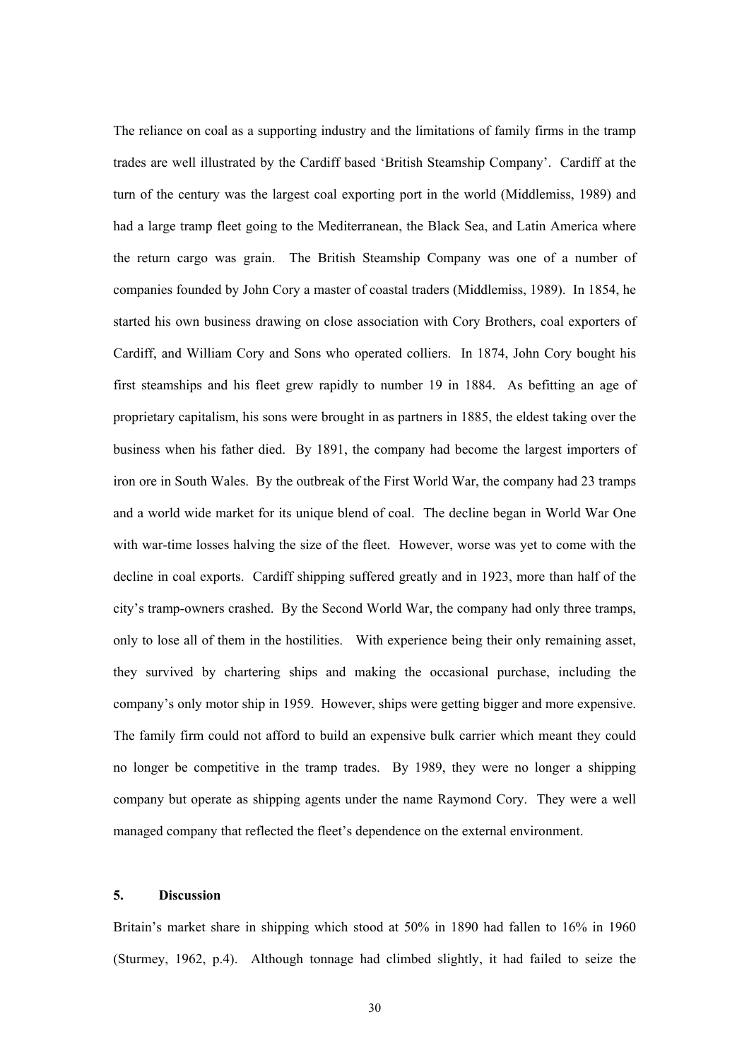The reliance on coal as a supporting industry and the limitations of family firms in the tramp trades are well illustrated by the Cardiff based 'British Steamship Company'. Cardiff at the turn of the century was the largest coal exporting port in the world (Middlemiss, 1989) and had a large tramp fleet going to the Mediterranean, the Black Sea, and Latin America where the return cargo was grain. The British Steamship Company was one of a number of companies founded by John Cory a master of coastal traders (Middlemiss, 1989). In 1854, he started his own business drawing on close association with Cory Brothers, coal exporters of Cardiff, and William Cory and Sons who operated colliers. In 1874, John Cory bought his first steamships and his fleet grew rapidly to number 19 in 1884. As befitting an age of proprietary capitalism, his sons were brought in as partners in 1885, the eldest taking over the business when his father died. By 1891, the company had become the largest importers of iron ore in South Wales. By the outbreak of the First World War, the company had 23 tramps and a world wide market for its unique blend of coal. The decline began in World War One with war-time losses halving the size of the fleet. However, worse was yet to come with the decline in coal exports. Cardiff shipping suffered greatly and in 1923, more than half of the city's tramp-owners crashed. By the Second World War, the company had only three tramps, only to lose all of them in the hostilities. With experience being their only remaining asset, they survived by chartering ships and making the occasional purchase, including the company's only motor ship in 1959. However, ships were getting bigger and more expensive. The family firm could not afford to build an expensive bulk carrier which meant they could no longer be competitive in the tramp trades. By 1989, they were no longer a shipping company but operate as shipping agents under the name Raymond Cory. They were a well managed company that reflected the fleet's dependence on the external environment.

## 5. Discussion

Britain's market share in shipping which stood at 50% in 1890 had fallen to 16% in 1960 (Sturmey, 1962, p.4). Although tonnage had climbed slightly, it had failed to seize the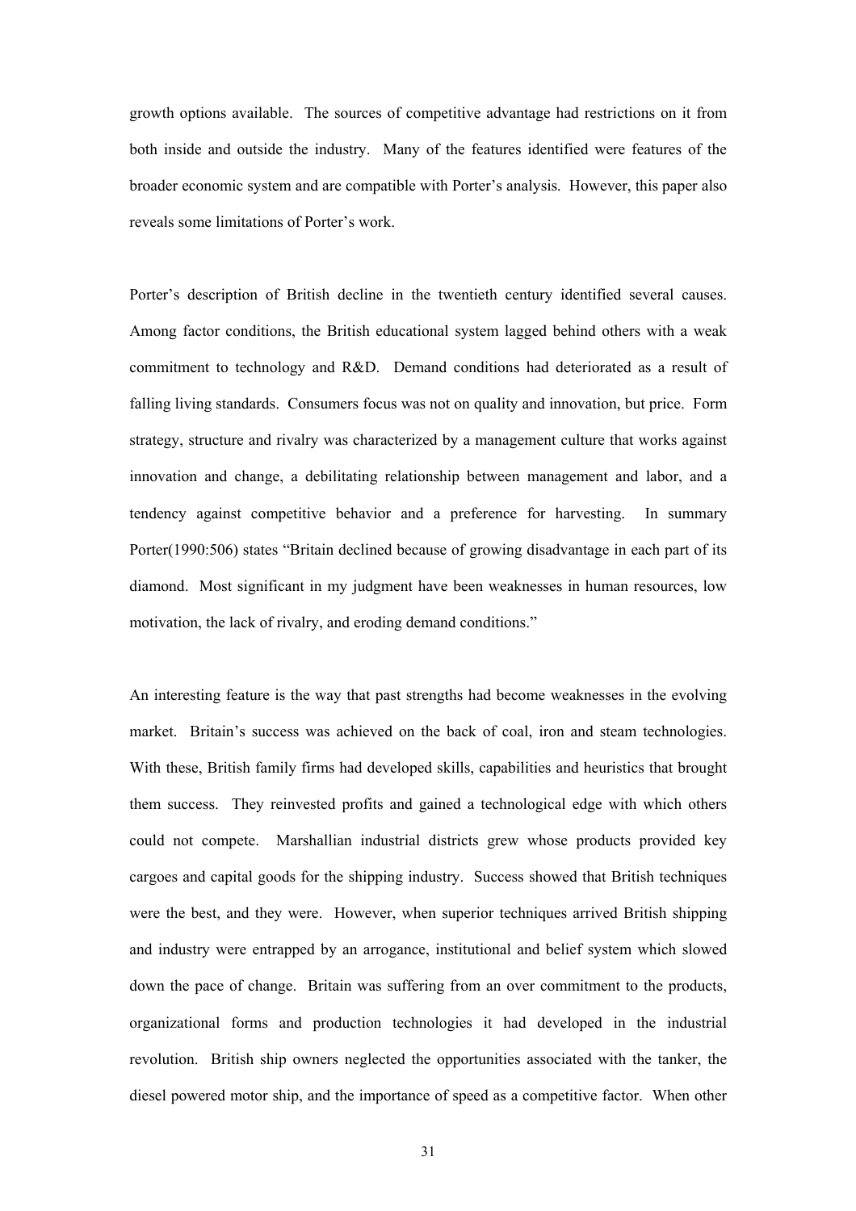growth options available. The sources of competitive advantage had restrictions on it from both inside and outside the industry. Many of the features identified were features of the broader economic system and are compatible with Porter's analysis. However, this paper also reveals some limitations of Porter's work.

Porter's description of British decline in the twentieth century identified several causes. Among factor conditions, the British educational system lagged behind others with a weak commitment to technology and R&D. Demand conditions had deteriorated as a result of falling living standards. Consumers focus was not on quality and innovation, but price. Form strategy, structure and rivalry was characterized by a management culture that works against innovation and change, a debilitating relationship between management and labor, and a tendency against competitive behavior and a preference for harvesting. In summary Porter(1990:506) states "Britain declined because of growing disadvantage in each part of its diamond. Most significant in my judgment have been weaknesses in human resources, low motivation, the lack of rivalry, and eroding demand conditions."

An interesting feature is the way that past strengths had become weaknesses in the evolving market. Britain's success was achieved on the back of coal, iron and steam technologies. With these, British family firms had developed skills, capabilities and heuristics that brought them success. They reinvested profits and gained a technological edge with which others could not compete. Marshallian industrial districts grew whose products provided key cargoes and capital goods for the shipping industry. Success showed that British techniques were the best, and they were. However, when superior techniques arrived British shipping and industry were entrapped by an arrogance, institutional and belief system which slowed down the pace of change. Britain was suffering from an over commitment to the products, organizational forms and production technologies it had developed in the industrial revolution. British ship owners neglected the opportunities associated with the tanker, the diesel powered motor ship, and the importance of speed as a competitive factor. When other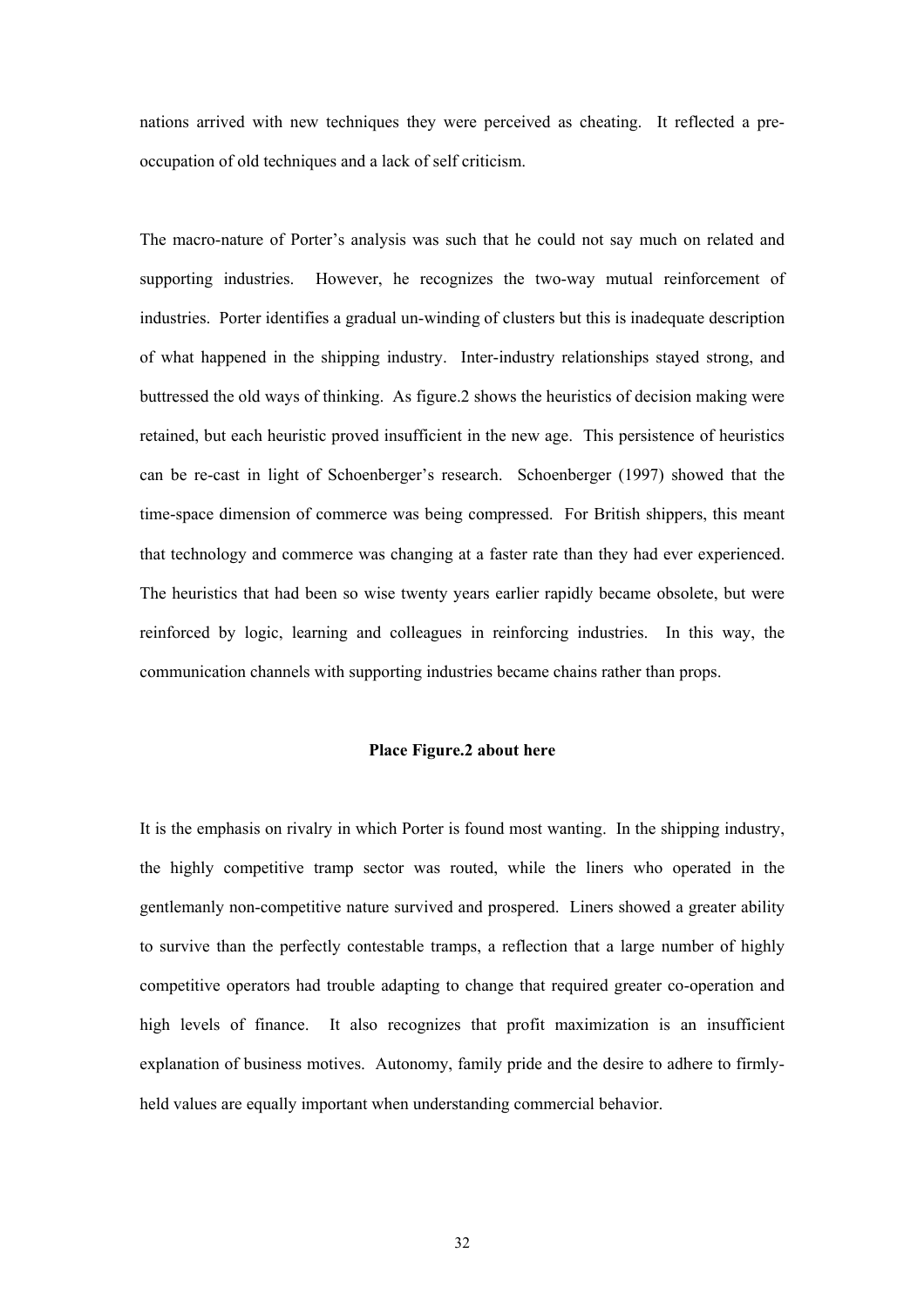nations arrived with new techniques they were perceived as cheating. It reflected a pre-occupation of old techniques and a lack of self criticism.

The macro-nature of Porter's analysis was such that he could not say much on related and supporting industries. However, he recognizes the two-way mutual reinforcement of industries. Porter identifies a gradual un-winding of clusters but this is inadequate description of what happened in the shipping industry. Inter-industry relationships stayed strong, and buttressed the old ways of thinking. As figure.2 shows the heuristics of decision making were retained, but each heuristic proved insufficient in the new age. This persistence of heuristics can be re-cast in light of Schoenberger's research. Schoenberger (1997) showed that the time-space dimension of commerce was being compressed. For British shippers, this meant that technology and commerce was changing at a faster rate than they had ever experienced. The heuristics that had been so wise twenty years earlier rapidly became obsolete, but were reinforced by logic, learning and colleagues in reinforcing industries. In this way, the communication channels with supporting industries became chains rather than props.

**Place Figure.2 about here**

It is the emphasis on rivalry in which Porter is found most wanting. In the shipping industry, the highly competitive tramp sector was routed, while the liners who operated in the gentlemanly non-competitive nature survived and prospered. Liners showed a greater ability to survive than the perfectly contestable tramps, a reflection that a large number of highly competitive operators had trouble adapting to change that required greater co-operation and high levels of finance. It also recognizes that profit maximization is an insufficient explanation of business motives. Autonomy, family pride and the desire to adhere to firmly-held values are equally important when understanding commercial behavior.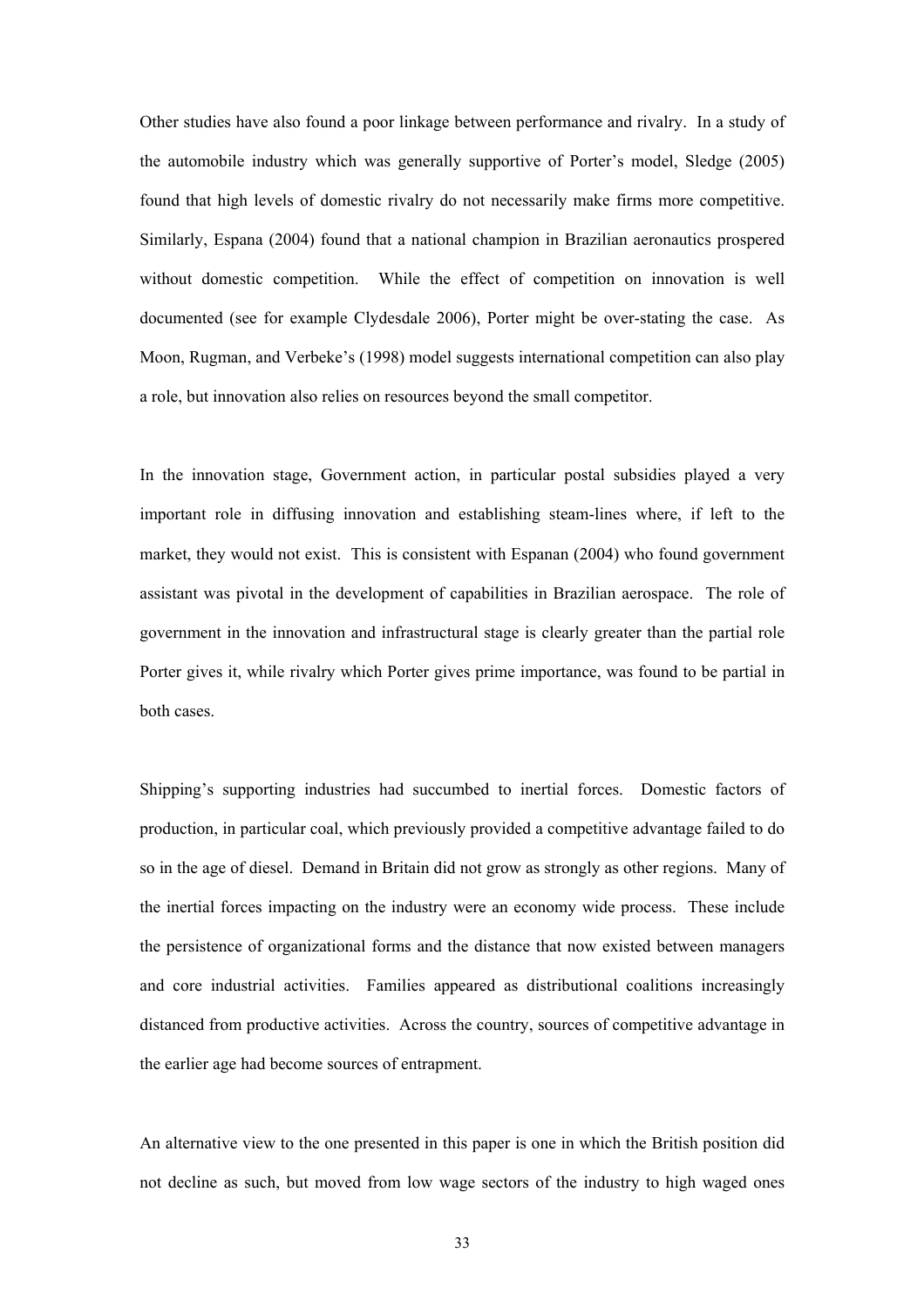Other studies have also found a poor linkage between performance and rivalry. In a study of the automobile industry which was generally supportive of Porter's model, Sledge (2005) found that high levels of domestic rivalry do not necessarily make firms more competitive. Similarly, Espana (2004) found that a national champion in Brazilian aeronautics prospered without domestic competition. While the effect of competition on innovation is well documented (see for example Clydesdale 2006), Porter might be over-stating the case. As Moon, Rugman, and Verbeke's (1998) model suggests international competition can also play a role, but innovation also relies on resources beyond the small competitor.

In the innovation stage, Government action, in particular postal subsidies played a very important role in diffusing innovation and establishing steam-lines where, if left to the market, they would not exist. This is consistent with Espanan (2004) who found government assistant was pivotal in the development of capabilities in Brazilian aerospace. The role of government in the innovation and infrastructural stage is clearly greater than the partial role Porter gives it, while rivalry which Porter gives prime importance, was found to be partial in both cases.

Shipping's supporting industries had succumbed to inertial forces. Domestic factors of production, in particular coal, which previously provided a competitive advantage failed to do so in the age of diesel. Demand in Britain did not grow as strongly as other regions. Many of the inertial forces impacting on the industry were an economy wide process. These include the persistence of organizational forms and the distance that now existed between managers and core industrial activities. Families appeared as distributional coalitions increasingly distanced from productive activities. Across the country, sources of competitive advantage in the earlier age had become sources of entrapment.

An alternative view to the one presented in this paper is one in which the British position did not decline as such, but moved from low wage sectors of the industry to high waged ones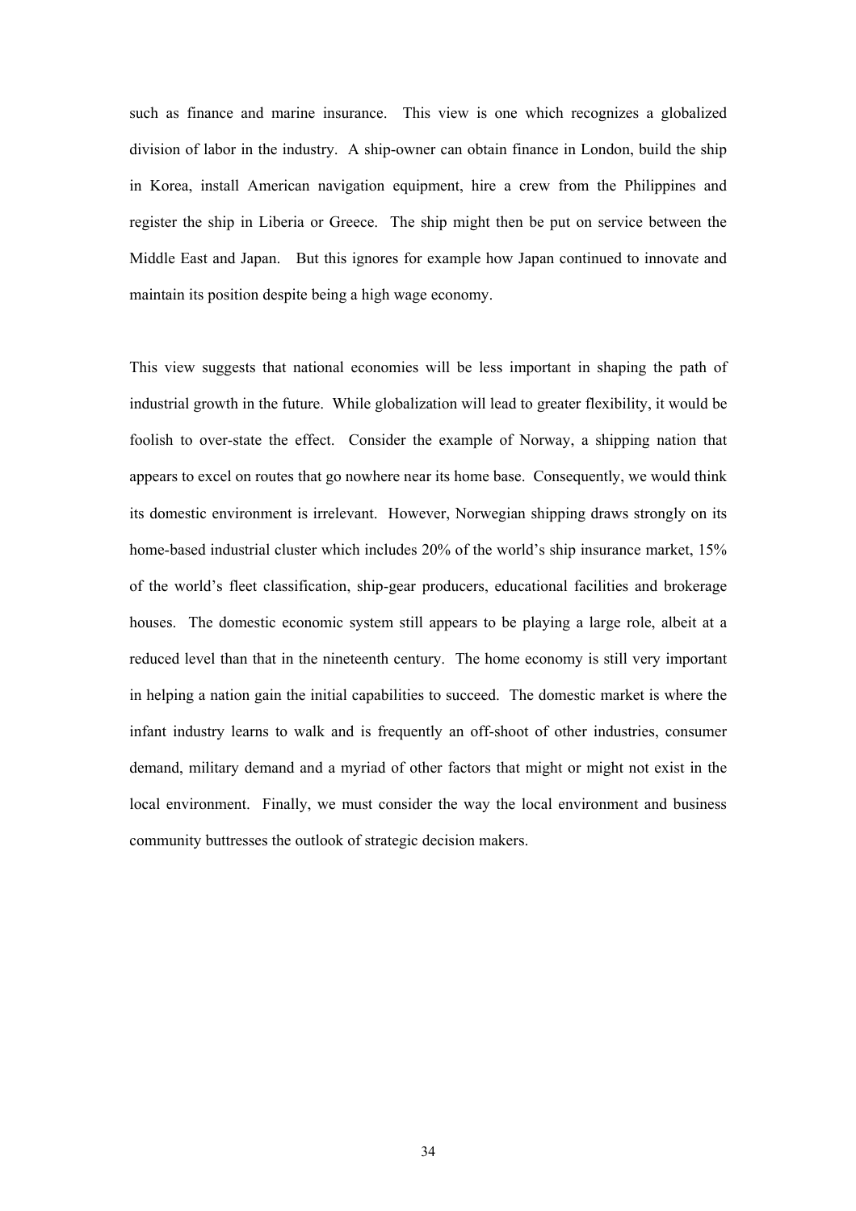such as finance and marine insurance. This view is one which recognizes a globalized division of labor in the industry. A ship-owner can obtain finance in London, build the ship in Korea, install American navigation equipment, hire a crew from the Philippines and register the ship in Liberia or Greece. The ship might then be put on service between the Middle East and Japan. But this ignores for example how Japan continued to innovate and maintain its position despite being a high wage economy.

This view suggests that national economies will be less important in shaping the path of industrial growth in the future. While globalization will lead to greater flexibility, it would be foolish to over-state the effect. Consider the example of Norway, a shipping nation that appears to excel on routes that go nowhere near its home base. Consequently, we would think its domestic environment is irrelevant. However, Norwegian shipping draws strongly on its home-based industrial cluster which includes 20% of the world's ship insurance market, 15% of the world's fleet classification, ship-gear producers, educational facilities and brokerage houses. The domestic economic system still appears to be playing a large role, albeit at a reduced level than that in the nineteenth century. The home economy is still very important in helping a nation gain the initial capabilities to succeed. The domestic market is where the infant industry learns to walk and is frequently an off-shoot of other industries, consumer demand, military demand and a myriad of other factors that might or might not exist in the local environment. Finally, we must consider the way the local environment and business community buttresses the outlook of strategic decision makers.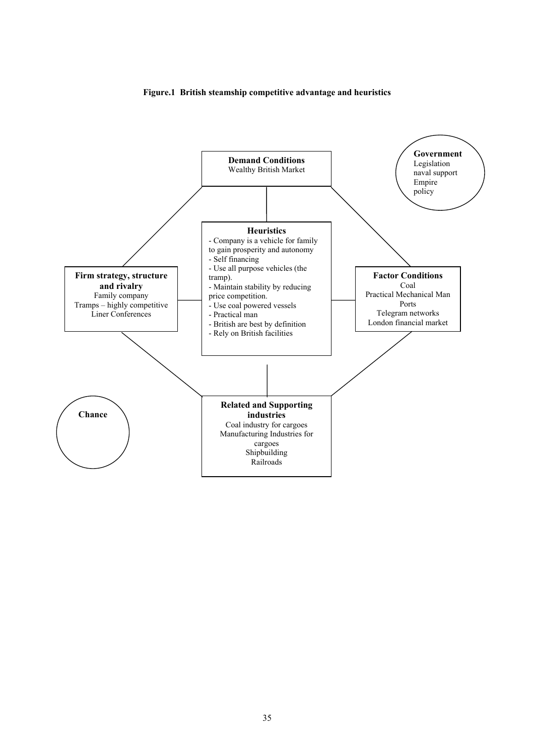**Figure.1 British steamship competitive advantage and heuristics**

**Demand Conditions**
Wealthy British Market

**Government**
Legislation
naval support
Empire
policy

**Heuristics**
- Company is a vehicle for family to gain prosperity and autonomy
- Self financing
- Use all purpose vehicles (the tramp).
- Maintain stability by reducing price competition.
- Use coal powered vessels
- Practical man
- British are best by definition
- Rely on British facilities

**Firm strategy, structure and rivalry**
Family company
Tramps – highly competitive
Liner Conferences

**Factor Conditions**
Coal
Practical Mechanical Man
Ports
Telegram networks
London financial market

**Chance**

**Related and Supporting industries**
Coal industry for cargoes
Manufacturing Industries for cargoes
Shipbuilding
Railroads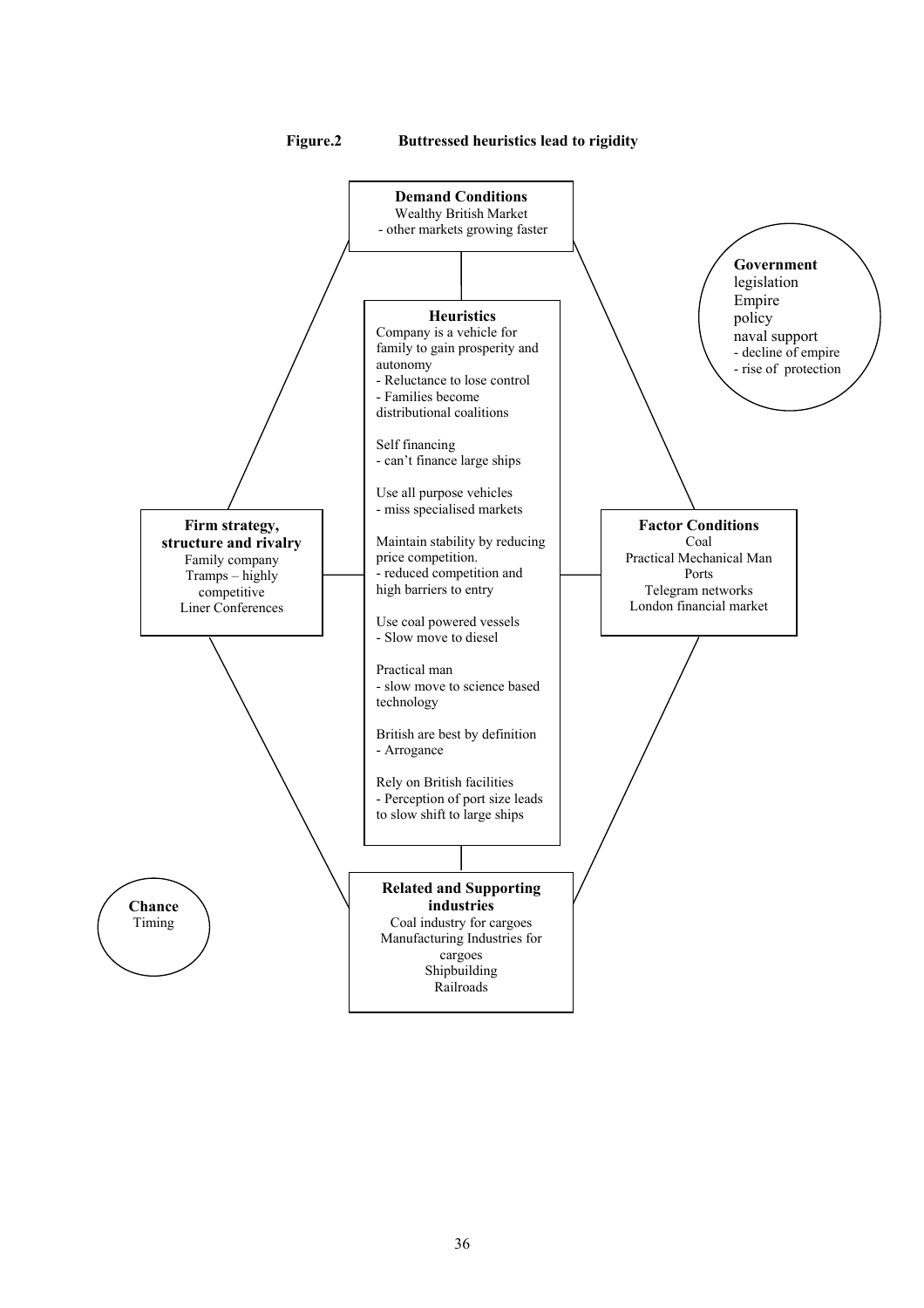**Figure.2 Buttressed heuristics lead to rigidity**

**Demand Conditions**
Wealthy British Market
- other markets growing faster

**Government**
legislation
Empire
policy
naval support
- decline of empire
- rise of protection

**Heuristics**

Company is a vehicle for family to gain prosperity and autonomy
- Reluctance to lose control
- Families become distributional coalitions

Self financing
- can't finance large ships

Use all purpose vehicles
- miss specialised markets

Maintain stability by reducing price competition.
- reduced competition and high barriers to entry

Use coal powered vessels
- Slow move to diesel

Practical man
- slow move to science based technology

British are best by definition
- Arrogance

Rely on British facilities
- Perception of port size leads to slow shift to large ships

**Firm strategy, structure and rivalry**
Family company
Tramps – highly competitive
Liner Conferences

**Factor Conditions**
Coal
Practical Mechanical Man
Ports
Telegram networks
London financial market

**Related and Supporting industries**
Coal industry for cargoes
Manufacturing Industries for cargoes
Shipbuilding
Railroads

**Chance**
Timing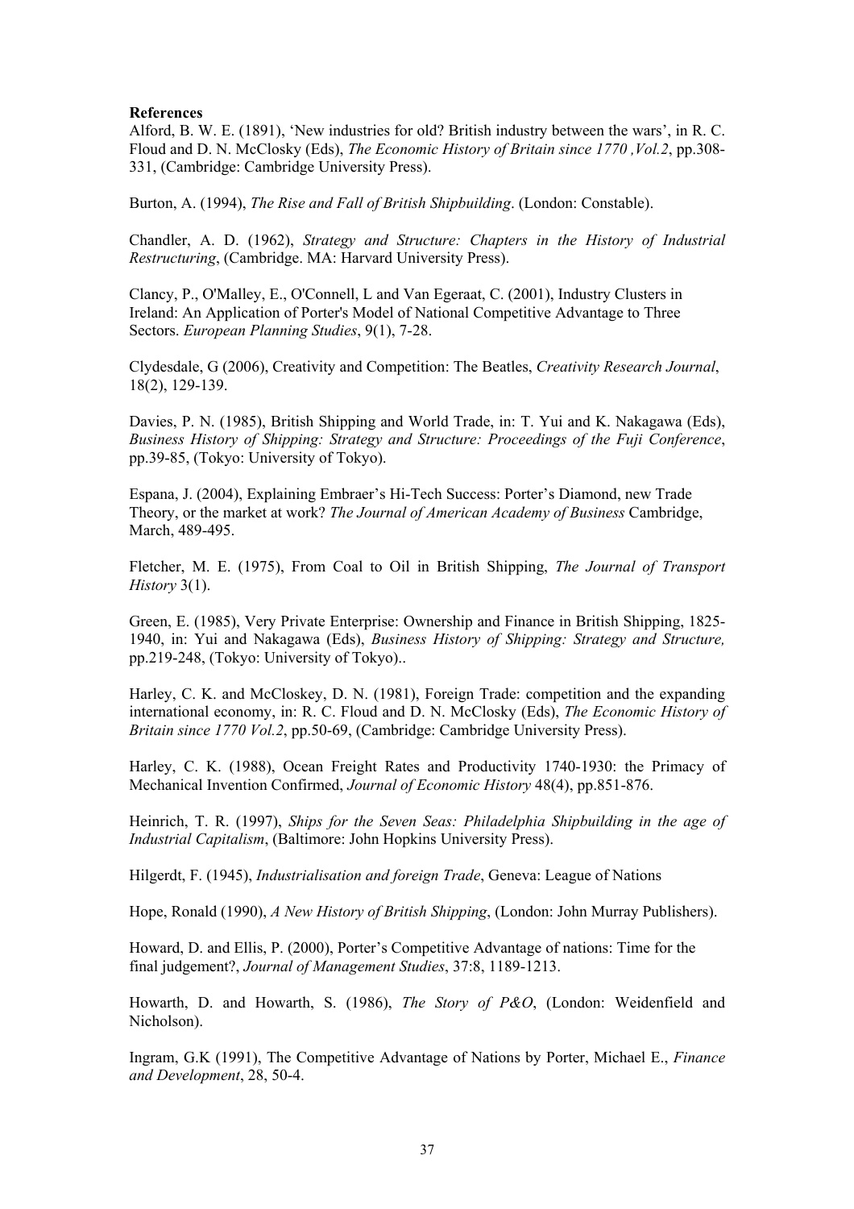**References**

Alford, B. W. E. (1891), 'New industries for old? British industry between the wars', in R. C. Floud and D. N. McClosky (Eds), *The Economic History of Britain since 1770 ,Vol.2*, pp.308-331, (Cambridge: Cambridge University Press).

Burton, A. (1994), *The Rise and Fall of British Shipbuilding*. (London: Constable).

Chandler, A. D. (1962), *Strategy and Structure: Chapters in the History of Industrial Restructuring*, (Cambridge. MA: Harvard University Press).

Clancy, P., O'Malley, E., O'Connell, L and Van Egeraat, C. (2001), Industry Clusters in Ireland: An Application of Porter's Model of National Competitive Advantage to Three Sectors. *European Planning Studies*, 9(1), 7-28.

Clydesdale, G (2006), Creativity and Competition: The Beatles, *Creativity Research Journal*, 18(2), 129-139.

Davies, P. N. (1985), British Shipping and World Trade, in: T. Yui and K. Nakagawa (Eds), *Business History of Shipping: Strategy and Structure: Proceedings of the Fuji Conference*, pp.39-85, (Tokyo: University of Tokyo).

Espana, J. (2004), Explaining Embraer's Hi-Tech Success: Porter's Diamond, new Trade Theory, or the market at work? *The Journal of American Academy of Business* Cambridge, March, 489-495.

Fletcher, M. E. (1975), From Coal to Oil in British Shipping, *The Journal of Transport History* 3(1).

Green, E. (1985), Very Private Enterprise: Ownership and Finance in British Shipping, 1825-1940, in: Yui and Nakagawa (Eds), *Business History of Shipping: Strategy and Structure,* pp.219-248, (Tokyo: University of Tokyo)..

Harley, C. K. and McCloskey, D. N. (1981), Foreign Trade: competition and the expanding international economy, in: R. C. Floud and D. N. McClosky (Eds), *The Economic History of Britain since 1770 Vol.2*, pp.50-69, (Cambridge: Cambridge University Press).

Harley, C. K. (1988), Ocean Freight Rates and Productivity 1740-1930: the Primacy of Mechanical Invention Confirmed, *Journal of Economic History* 48(4), pp.851-876.

Heinrich, T. R. (1997), *Ships for the Seven Seas: Philadelphia Shipbuilding in the age of Industrial Capitalism*, (Baltimore: John Hopkins University Press).

Hilgerdt, F. (1945), *Industrialisation and foreign Trade*, Geneva: League of Nations

Hope, Ronald (1990), *A New History of British Shipping*, (London: John Murray Publishers).

Howard, D. and Ellis, P. (2000), Porter's Competitive Advantage of nations: Time for the final judgement?, *Journal of Management Studies*, 37:8, 1189-1213.

Howarth, D. and Howarth, S. (1986), *The Story of P&O*, (London: Weidenfield and Nicholson).

Ingram, G.K (1991), The Competitive Advantage of Nations by Porter, Michael E., *Finance and Development*, 28, 50-4.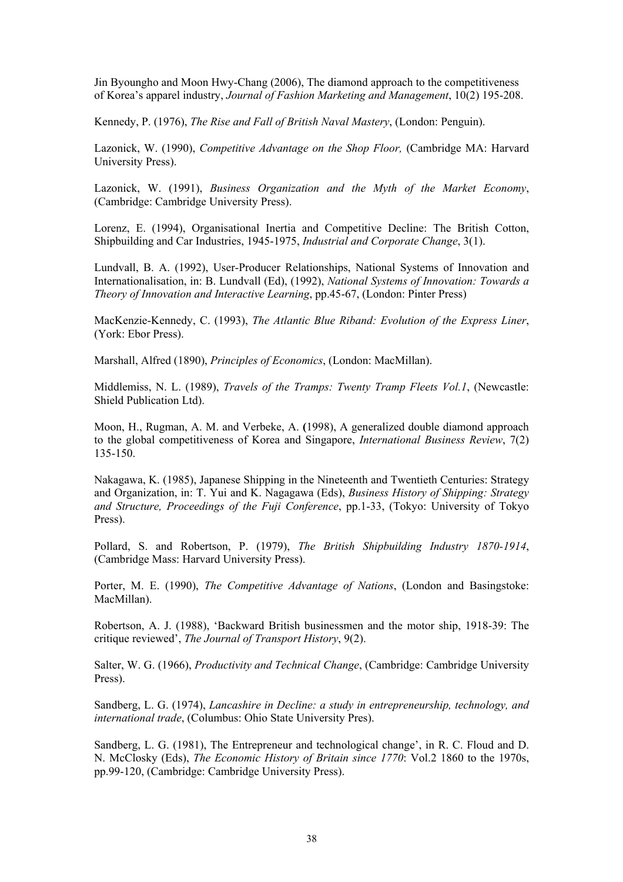Jin Byoungho and Moon Hwy-Chang (2006), The diamond approach to the competitiveness of Korea's apparel industry, *Journal of Fashion Marketing and Management*, 10(2) 195-208.

Kennedy, P. (1976), *The Rise and Fall of British Naval Mastery*, (London: Penguin).

Lazonick, W. (1990), *Competitive Advantage on the Shop Floor,* (Cambridge MA: Harvard University Press).

Lazonick, W. (1991), *Business Organization and the Myth of the Market Economy*, (Cambridge: Cambridge University Press).

Lorenz, E. (1994), Organisational Inertia and Competitive Decline: The British Cotton, Shipbuilding and Car Industries, 1945-1975, *Industrial and Corporate Change*, 3(1).

Lundvall, B. A. (1992), User-Producer Relationships, National Systems of Innovation and Internationalisation, in: B. Lundvall (Ed), (1992), *National Systems of Innovation: Towards a Theory of Innovation and Interactive Learning*, pp.45-67, (London: Pinter Press)

MacKenzie-Kennedy, C. (1993), *The Atlantic Blue Riband: Evolution of the Express Liner*, (York: Ebor Press).

Marshall, Alfred (1890), *Principles of Economics*, (London: MacMillan).

Middlemiss, N. L. (1989), *Travels of the Tramps: Twenty Tramp Fleets Vol.1*, (Newcastle: Shield Publication Ltd).

Moon, H., Rugman, A. M. and Verbeke, A. (1998), A generalized double diamond approach to the global competitiveness of Korea and Singapore, *International Business Review*, 7(2) 135-150.

Nakagawa, K. (1985), Japanese Shipping in the Nineteenth and Twentieth Centuries: Strategy and Organization, in: T. Yui and K. Nagagawa (Eds), *Business History of Shipping: Strategy and Structure, Proceedings of the Fuji Conference*, pp.1-33, (Tokyo: University of Tokyo Press).

Pollard, S. and Robertson, P. (1979), *The British Shipbuilding Industry 1870-1914*, (Cambridge Mass: Harvard University Press).

Porter, M. E. (1990), *The Competitive Advantage of Nations*, (London and Basingstoke: MacMillan).

Robertson, A. J. (1988), 'Backward British businessmen and the motor ship, 1918-39: The critique reviewed', *The Journal of Transport History*, 9(2).

Salter, W. G. (1966), *Productivity and Technical Change*, (Cambridge: Cambridge University Press).

Sandberg, L. G. (1974), *Lancashire in Decline: a study in entrepreneurship, technology, and international trade*, (Columbus: Ohio State University Pres).

Sandberg, L. G. (1981), The Entrepreneur and technological change', in R. C. Floud and D. N. McClosky (Eds), *The Economic History of Britain since 1770*: Vol.2 1860 to the 1970s, pp.99-120, (Cambridge: Cambridge University Press).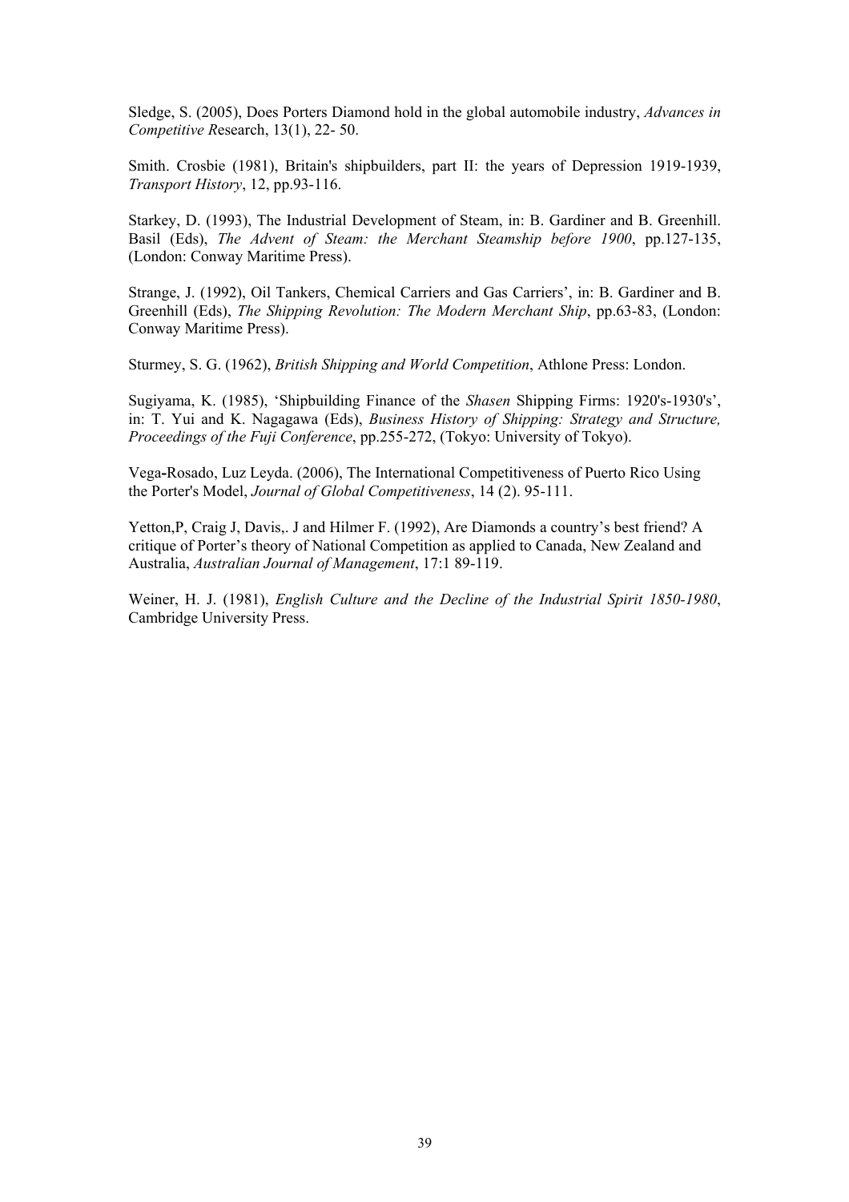Sledge, S. (2005), Does Porters Diamond hold in the global automobile industry, *Advances in Competitive R*esearch, 13(1), 22- 50.

Smith. Crosbie (1981), Britain's shipbuilders, part II: the years of Depression 1919-1939, *Transport History*, 12, pp.93-116.

Starkey, D. (1993), The Industrial Development of Steam, in: B. Gardiner and B. Greenhill. Basil (Eds), *The Advent of Steam: the Merchant Steamship before 1900*, pp.127-135, (London: Conway Maritime Press).

Strange, J. (1992), Oil Tankers, Chemical Carriers and Gas Carriers', in: B. Gardiner and B. Greenhill (Eds), *The Shipping Revolution: The Modern Merchant Ship*, pp.63-83, (London: Conway Maritime Press).

Sturmey, S. G. (1962), *British Shipping and World Competition*, Athlone Press: London.

Sugiyama, K. (1985), 'Shipbuilding Finance of the *Shasen* Shipping Firms: 1920's-1930's', in: T. Yui and K. Nagagawa (Eds), *Business History of Shipping: Strategy and Structure, Proceedings of the Fuji Conference*, pp.255-272, (Tokyo: University of Tokyo).

Vega-Rosado, Luz Leyda. (2006), The International Competitiveness of Puerto Rico Using the Porter's Model, *Journal of Global Competitiveness*, 14 (2). 95-111.

Yetton,P, Craig J, Davis,. J and Hilmer F. (1992), Are Diamonds a country's best friend? A critique of Porter's theory of National Competition as applied to Canada, New Zealand and Australia, *Australian Journal of Management*, 17:1 89-119.

Weiner, H. J. (1981), *English Culture and the Decline of the Industrial Spirit 1850-1980*, Cambridge University Press.